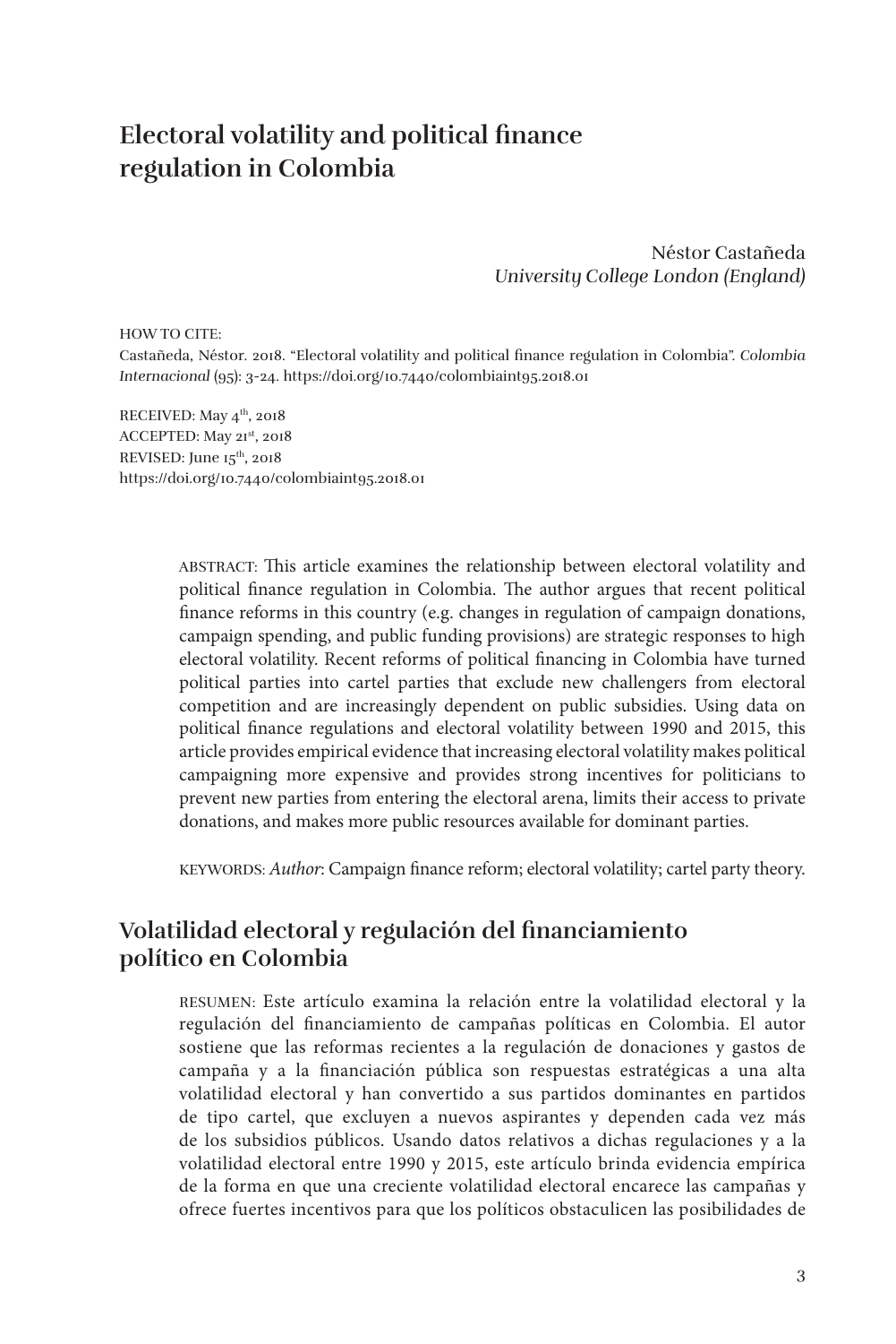# Electoral volatility and political finance regulation in Colombia

Néstor Castañeda
*University College London (England)*

HOW TO CITE:
Castañeda, Néstor. 2018. "Electoral volatility and political finance regulation in Colombia". *Colombia Internacional* (95): 3-24. https://doi.org/10.7440/colombiaint95.2018.01

RECEIVED: May 4th, 2018
ACCEPTED: May 21st, 2018
REVISED: June 15th, 2018
https://doi.org/10.7440/colombiaint95.2018.01

ABSTRACT: This article examines the relationship between electoral volatility and political finance regulation in Colombia. The author argues that recent political finance reforms in this country (e.g. changes in regulation of campaign donations, campaign spending, and public funding provisions) are strategic responses to high electoral volatility. Recent reforms of political financing in Colombia have turned political parties into cartel parties that exclude new challengers from electoral competition and are increasingly dependent on public subsidies. Using data on political finance regulations and electoral volatility between 1990 and 2015, this article provides empirical evidence that increasing electoral volatility makes political campaigning more expensive and provides strong incentives for politicians to prevent new parties from entering the electoral arena, limits their access to private donations, and makes more public resources available for dominant parties.

KEYWORDS: *Author*: Campaign finance reform; electoral volatility; cartel party theory.

## Volatilidad electoral y regulación del financiamiento político en Colombia

RESUMEN: Este artículo examina la relación entre la volatilidad electoral y la regulación del financiamiento de campañas políticas en Colombia. El autor sostiene que las reformas recientes a la regulación de donaciones y gastos de campaña y a la financiación pública son respuestas estratégicas a una alta volatilidad electoral y han convertido a sus partidos dominantes en partidos de tipo cartel, que excluyen a nuevos aspirantes y dependen cada vez más de los subsidios públicos. Usando datos relativos a dichas regulaciones y a la volatilidad electoral entre 1990 y 2015, este artículo brinda evidencia empírica de la forma en que una creciente volatilidad electoral encarece las campañas y ofrece fuertes incentivos para que los políticos obstaculicen las posibilidades de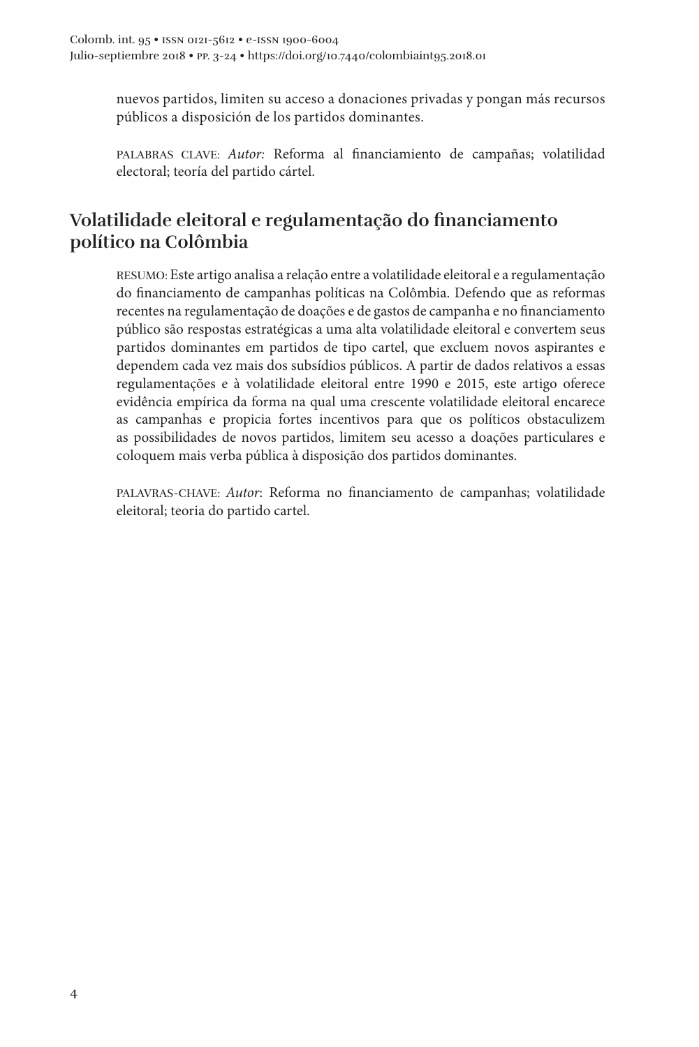nuevos partidos, limiten su acceso a donaciones privadas y pongan más recursos públicos a disposición de los partidos dominantes.

PALABRAS CLAVE: *Autor:* Reforma al financiamiento de campañas; volatilidad electoral; teoría del partido cártel.

## Volatilidade eleitoral e regulamentação do financiamento político na Colômbia

RESUMO: Este artigo analisa a relação entre a volatilidade eleitoral e a regulamentação do financiamento de campanhas políticas na Colômbia. Defendo que as reformas recentes na regulamentação de doações e de gastos de campanha e no financiamento público são respostas estratégicas a uma alta volatilidade eleitoral e convertem seus partidos dominantes em partidos de tipo cartel, que excluem novos aspirantes e dependem cada vez mais dos subsídios públicos. A partir de dados relativos a essas regulamentações e à volatilidade eleitoral entre 1990 e 2015, este artigo oferece evidência empírica da forma na qual uma crescente volatilidade eleitoral encarece as campanhas e propicia fortes incentivos para que os políticos obstaculizem as possibilidades de novos partidos, limitem seu acesso a doações particulares e coloquem mais verba pública à disposição dos partidos dominantes.

PALAVRAS-CHAVE: *Autor*: Reforma no financiamento de campanhas; volatilidade eleitoral; teoria do partido cartel.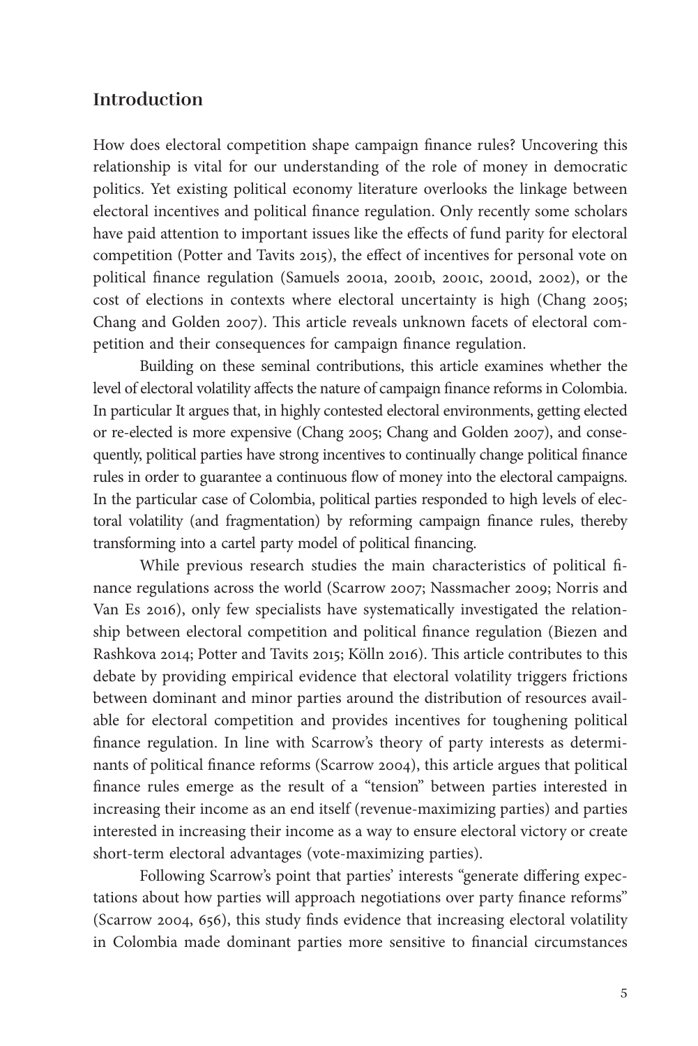## Introduction

How does electoral competition shape campaign finance rules? Uncovering this relationship is vital for our understanding of the role of money in democratic politics. Yet existing political economy literature overlooks the linkage between electoral incentives and political finance regulation. Only recently some scholars have paid attention to important issues like the effects of fund parity for electoral competition (Potter and Tavits 2015), the effect of incentives for personal vote on political finance regulation (Samuels 2001a, 2001b, 2001c, 2001d, 2002), or the cost of elections in contexts where electoral uncertainty is high (Chang 2005; Chang and Golden 2007). This article reveals unknown facets of electoral competition and their consequences for campaign finance regulation.

Building on these seminal contributions, this article examines whether the level of electoral volatility affects the nature of campaign finance reforms in Colombia. In particular It argues that, in highly contested electoral environments, getting elected or re-elected is more expensive (Chang 2005; Chang and Golden 2007), and consequently, political parties have strong incentives to continually change political finance rules in order to guarantee a continuous flow of money into the electoral campaigns. In the particular case of Colombia, political parties responded to high levels of electoral volatility (and fragmentation) by reforming campaign finance rules, thereby transforming into a cartel party model of political financing.

While previous research studies the main characteristics of political finance regulations across the world (Scarrow 2007; Nassmacher 2009; Norris and Van Es 2016), only few specialists have systematically investigated the relationship between electoral competition and political finance regulation (Biezen and Rashkova 2014; Potter and Tavits 2015; Kölln 2016). This article contributes to this debate by providing empirical evidence that electoral volatility triggers frictions between dominant and minor parties around the distribution of resources available for electoral competition and provides incentives for toughening political finance regulation. In line with Scarrow's theory of party interests as determinants of political finance reforms (Scarrow 2004), this article argues that political finance rules emerge as the result of a "tension" between parties interested in increasing their income as an end itself (revenue-maximizing parties) and parties interested in increasing their income as a way to ensure electoral victory or create short-term electoral advantages (vote-maximizing parties).

Following Scarrow's point that parties' interests "generate differing expectations about how parties will approach negotiations over party finance reforms" (Scarrow 2004, 656), this study finds evidence that increasing electoral volatility in Colombia made dominant parties more sensitive to financial circumstances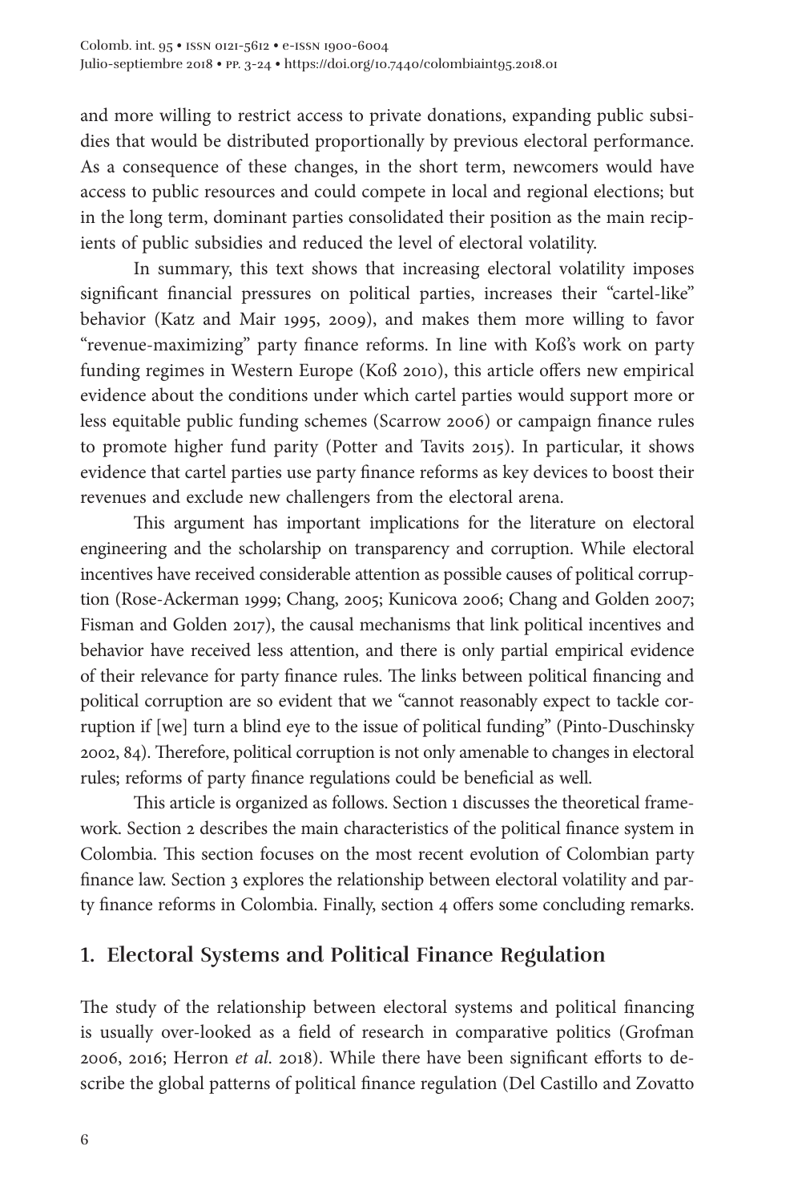and more willing to restrict access to private donations, expanding public subsidies that would be distributed proportionally by previous electoral performance. As a consequence of these changes, in the short term, newcomers would have access to public resources and could compete in local and regional elections; but in the long term, dominant parties consolidated their position as the main recipients of public subsidies and reduced the level of electoral volatility.

In summary, this text shows that increasing electoral volatility imposes significant financial pressures on political parties, increases their "cartel-like" behavior (Katz and Mair 1995, 2009), and makes them more willing to favor "revenue-maximizing" party finance reforms. In line with Koß's work on party funding regimes in Western Europe (Koß 2010), this article offers new empirical evidence about the conditions under which cartel parties would support more or less equitable public funding schemes (Scarrow 2006) or campaign finance rules to promote higher fund parity (Potter and Tavits 2015). In particular, it shows evidence that cartel parties use party finance reforms as key devices to boost their revenues and exclude new challengers from the electoral arena.

This argument has important implications for the literature on electoral engineering and the scholarship on transparency and corruption. While electoral incentives have received considerable attention as possible causes of political corruption (Rose-Ackerman 1999; Chang, 2005; Kunicova 2006; Chang and Golden 2007; Fisman and Golden 2017), the causal mechanisms that link political incentives and behavior have received less attention, and there is only partial empirical evidence of their relevance for party finance rules. The links between political financing and political corruption are so evident that we "cannot reasonably expect to tackle corruption if [we] turn a blind eye to the issue of political funding" (Pinto-Duschinsky 2002, 84). Therefore, political corruption is not only amenable to changes in electoral rules; reforms of party finance regulations could be beneficial as well.

This article is organized as follows. Section 1 discusses the theoretical framework. Section 2 describes the main characteristics of the political finance system in Colombia. This section focuses on the most recent evolution of Colombian party finance law. Section 3 explores the relationship between electoral volatility and party finance reforms in Colombia. Finally, section 4 offers some concluding remarks.

## 1. Electoral Systems and Political Finance Regulation

The study of the relationship between electoral systems and political financing is usually over-looked as a field of research in comparative politics (Grofman 2006, 2016; Herron *et al.* 2018). While there have been significant efforts to describe the global patterns of political finance regulation (Del Castillo and Zovatto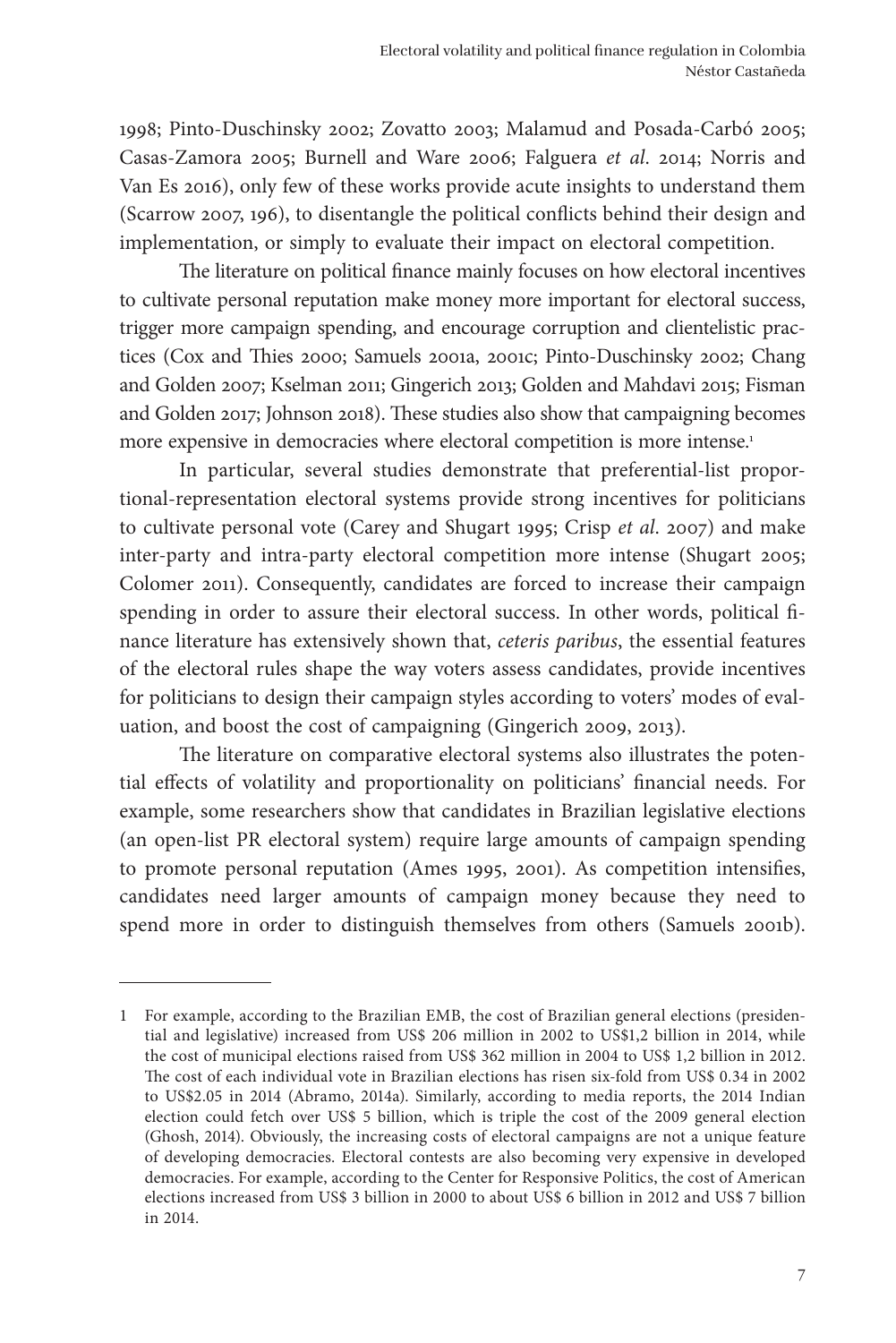1998; Pinto-Duschinsky 2002; Zovatto 2003; Malamud and Posada-Carbó 2005; Casas-Zamora 2005; Burnell and Ware 2006; Falguera *et al*. 2014; Norris and Van Es 2016), only few of these works provide acute insights to understand them (Scarrow 2007, 196), to disentangle the political conflicts behind their design and implementation, or simply to evaluate their impact on electoral competition.

The literature on political finance mainly focuses on how electoral incentives to cultivate personal reputation make money more important for electoral success, trigger more campaign spending, and encourage corruption and clientelistic practices (Cox and Thies 2000; Samuels 2001a, 2001c; Pinto-Duschinsky 2002; Chang and Golden 2007; Kselman 2011; Gingerich 2013; Golden and Mahdavi 2015; Fisman and Golden 2017; Johnson 2018). These studies also show that campaigning becomes more expensive in democracies where electoral competition is more intense.[1]

In particular, several studies demonstrate that preferential-list proportional-representation electoral systems provide strong incentives for politicians to cultivate personal vote (Carey and Shugart 1995; Crisp *et al*. 2007) and make inter-party and intra-party electoral competition more intense (Shugart 2005; Colomer 2011). Consequently, candidates are forced to increase their campaign spending in order to assure their electoral success. In other words, political finance literature has extensively shown that, *ceteris paribus*, the essential features of the electoral rules shape the way voters assess candidates, provide incentives for politicians to design their campaign styles according to voters' modes of evaluation, and boost the cost of campaigning (Gingerich 2009, 2013).

The literature on comparative electoral systems also illustrates the potential effects of volatility and proportionality on politicians' financial needs. For example, some researchers show that candidates in Brazilian legislative elections (an open-list PR electoral system) require large amounts of campaign spending to promote personal reputation (Ames 1995, 2001). As competition intensifies, candidates need larger amounts of campaign money because they need to spend more in order to distinguish themselves from others (Samuels 2001b).

---

1 For example, according to the Brazilian EMB, the cost of Brazilian general elections (presidential and legislative) increased from US$ 206 million in 2002 to US$1,2 billion in 2014, while the cost of municipal elections raised from US$ 362 million in 2004 to US$ 1,2 billion in 2012. The cost of each individual vote in Brazilian elections has risen six-fold from US$ 0.34 in 2002 to US$2.05 in 2014 (Abramo, 2014a). Similarly, according to media reports, the 2014 Indian election could fetch over US$ 5 billion, which is triple the cost of the 2009 general election (Ghosh, 2014). Obviously, the increasing costs of electoral campaigns are not a unique feature of developing democracies. Electoral contests are also becoming very expensive in developed democracies. For example, according to the Center for Responsive Politics, the cost of American elections increased from US$ 3 billion in 2000 to about US$ 6 billion in 2012 and US$ 7 billion in 2014.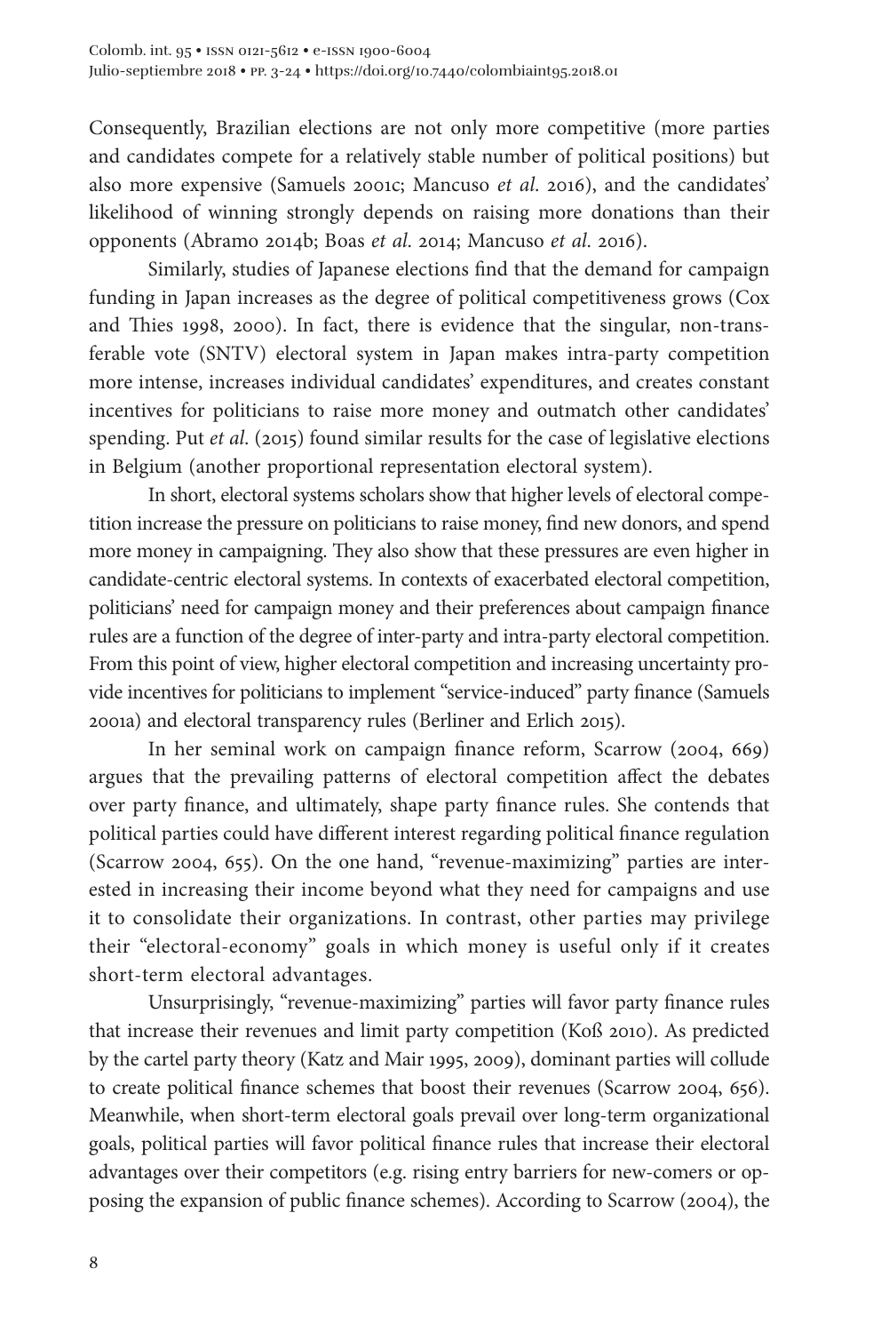Consequently, Brazilian elections are not only more competitive (more parties and candidates compete for a relatively stable number of political positions) but also more expensive (Samuels 2001c; Mancuso *et al.* 2016), and the candidates' likelihood of winning strongly depends on raising more donations than their opponents (Abramo 2014b; Boas *et al.* 2014; Mancuso *et al.* 2016).

Similarly, studies of Japanese elections find that the demand for campaign funding in Japan increases as the degree of political competitiveness grows (Cox and Thies 1998, 2000). In fact, there is evidence that the singular, non-transferable vote (SNTV) electoral system in Japan makes intra-party competition more intense, increases individual candidates' expenditures, and creates constant incentives for politicians to raise more money and outmatch other candidates' spending. Put *et al.* (2015) found similar results for the case of legislative elections in Belgium (another proportional representation electoral system).

In short, electoral systems scholars show that higher levels of electoral competition increase the pressure on politicians to raise money, find new donors, and spend more money in campaigning. They also show that these pressures are even higher in candidate-centric electoral systems. In contexts of exacerbated electoral competition, politicians' need for campaign money and their preferences about campaign finance rules are a function of the degree of inter-party and intra-party electoral competition. From this point of view, higher electoral competition and increasing uncertainty provide incentives for politicians to implement "service-induced" party finance (Samuels 2001a) and electoral transparency rules (Berliner and Erlich 2015).

In her seminal work on campaign finance reform, Scarrow (2004, 669) argues that the prevailing patterns of electoral competition affect the debates over party finance, and ultimately, shape party finance rules. She contends that political parties could have different interest regarding political finance regulation (Scarrow 2004, 655). On the one hand, "revenue-maximizing" parties are interested in increasing their income beyond what they need for campaigns and use it to consolidate their organizations. In contrast, other parties may privilege their "electoral-economy" goals in which money is useful only if it creates short-term electoral advantages.

Unsurprisingly, "revenue-maximizing" parties will favor party finance rules that increase their revenues and limit party competition (Koß 2010). As predicted by the cartel party theory (Katz and Mair 1995, 2009), dominant parties will collude to create political finance schemes that boost their revenues (Scarrow 2004, 656). Meanwhile, when short-term electoral goals prevail over long-term organizational goals, political parties will favor political finance rules that increase their electoral advantages over their competitors (e.g. rising entry barriers for new-comers or opposing the expansion of public finance schemes). According to Scarrow (2004), the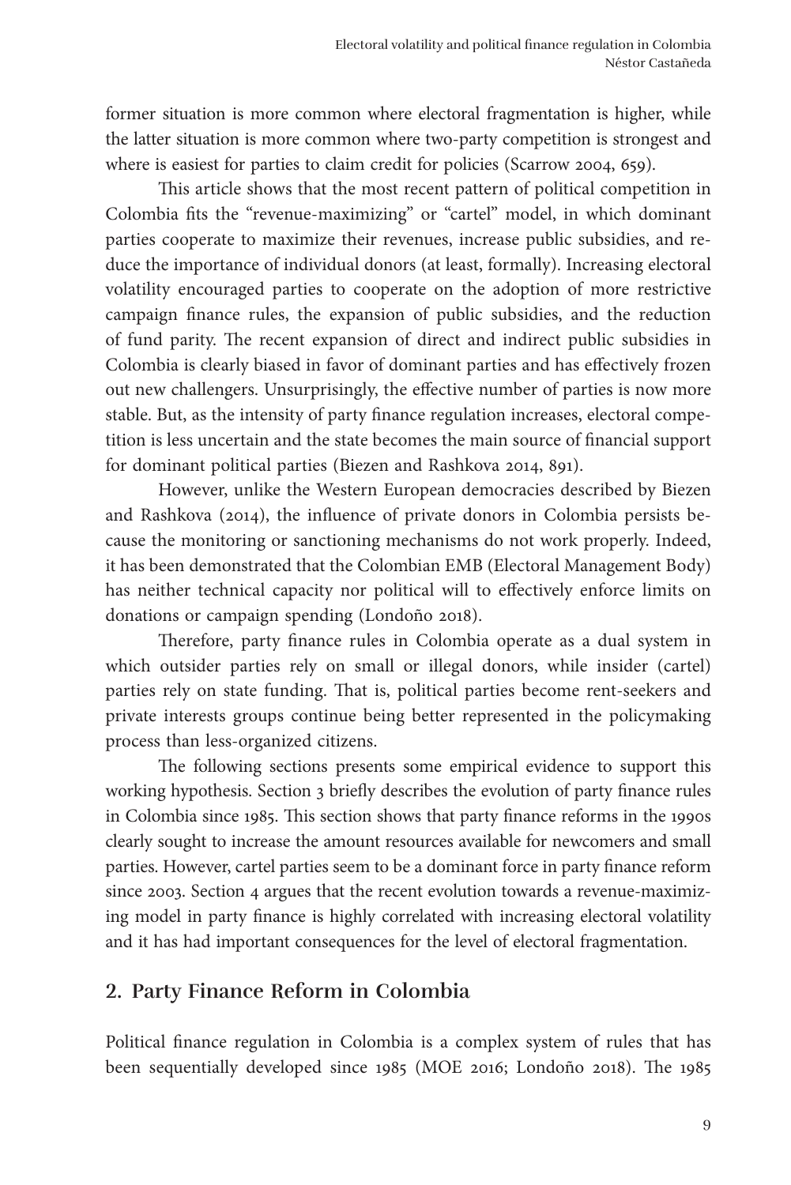former situation is more common where electoral fragmentation is higher, while the latter situation is more common where two-party competition is strongest and where is easiest for parties to claim credit for policies (Scarrow 2004, 659).

This article shows that the most recent pattern of political competition in Colombia fits the "revenue-maximizing" or "cartel" model, in which dominant parties cooperate to maximize their revenues, increase public subsidies, and reduce the importance of individual donors (at least, formally). Increasing electoral volatility encouraged parties to cooperate on the adoption of more restrictive campaign finance rules, the expansion of public subsidies, and the reduction of fund parity. The recent expansion of direct and indirect public subsidies in Colombia is clearly biased in favor of dominant parties and has effectively frozen out new challengers. Unsurprisingly, the effective number of parties is now more stable. But, as the intensity of party finance regulation increases, electoral competition is less uncertain and the state becomes the main source of financial support for dominant political parties (Biezen and Rashkova 2014, 891).

However, unlike the Western European democracies described by Biezen and Rashkova (2014), the influence of private donors in Colombia persists because the monitoring or sanctioning mechanisms do not work properly. Indeed, it has been demonstrated that the Colombian EMB (Electoral Management Body) has neither technical capacity nor political will to effectively enforce limits on donations or campaign spending (Londoño 2018).

Therefore, party finance rules in Colombia operate as a dual system in which outsider parties rely on small or illegal donors, while insider (cartel) parties rely on state funding. That is, political parties become rent-seekers and private interests groups continue being better represented in the policymaking process than less-organized citizens.

The following sections presents some empirical evidence to support this working hypothesis. Section 3 briefly describes the evolution of party finance rules in Colombia since 1985. This section shows that party finance reforms in the 1990s clearly sought to increase the amount resources available for newcomers and small parties. However, cartel parties seem to be a dominant force in party finance reform since 2003. Section 4 argues that the recent evolution towards a revenue-maximizing model in party finance is highly correlated with increasing electoral volatility and it has had important consequences for the level of electoral fragmentation.

## 2. Party Finance Reform in Colombia

Political finance regulation in Colombia is a complex system of rules that has been sequentially developed since 1985 (MOE 2016; Londoño 2018). The 1985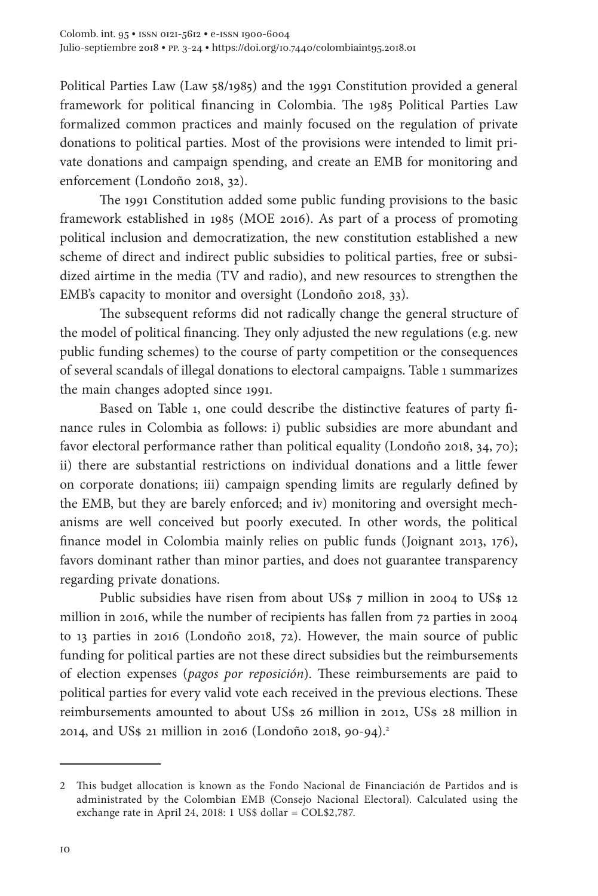Political Parties Law (Law 58/1985) and the 1991 Constitution provided a general framework for political financing in Colombia. The 1985 Political Parties Law formalized common practices and mainly focused on the regulation of private donations to political parties. Most of the provisions were intended to limit private donations and campaign spending, and create an EMB for monitoring and enforcement (Londoño 2018, 32).

The 1991 Constitution added some public funding provisions to the basic framework established in 1985 (MOE 2016). As part of a process of promoting political inclusion and democratization, the new constitution established a new scheme of direct and indirect public subsidies to political parties, free or subsidized airtime in the media (TV and radio), and new resources to strengthen the EMB's capacity to monitor and oversight (Londoño 2018, 33).

The subsequent reforms did not radically change the general structure of the model of political financing. They only adjusted the new regulations (e.g. new public funding schemes) to the course of party competition or the consequences of several scandals of illegal donations to electoral campaigns. Table 1 summarizes the main changes adopted since 1991.

Based on Table 1, one could describe the distinctive features of party finance rules in Colombia as follows: i) public subsidies are more abundant and favor electoral performance rather than political equality (Londoño 2018, 34, 70); ii) there are substantial restrictions on individual donations and a little fewer on corporate donations; iii) campaign spending limits are regularly defined by the EMB, but they are barely enforced; and iv) monitoring and oversight mechanisms are well conceived but poorly executed. In other words, the political finance model in Colombia mainly relies on public funds (Joignant 2013, 176), favors dominant rather than minor parties, and does not guarantee transparency regarding private donations.

Public subsidies have risen from about US$ 7 million in 2004 to US$ 12 million in 2016, while the number of recipients has fallen from 72 parties in 2004 to 13 parties in 2016 (Londoño 2018, 72). However, the main source of public funding for political parties are not these direct subsidies but the reimbursements of election expenses (*pagos por reposición*). These reimbursements are paid to political parties for every valid vote each received in the previous elections. These reimbursements amounted to about US$ 26 million in 2012, US$ 28 million in 2014, and US$ 21 million in 2016 (Londoño 2018, 90-94).[2]

---

2 This budget allocation is known as the Fondo Nacional de Financiación de Partidos and is administrated by the Colombian EMB (Consejo Nacional Electoral). Calculated using the exchange rate in April 24, 2018: 1 US$ dollar = COL$2,787.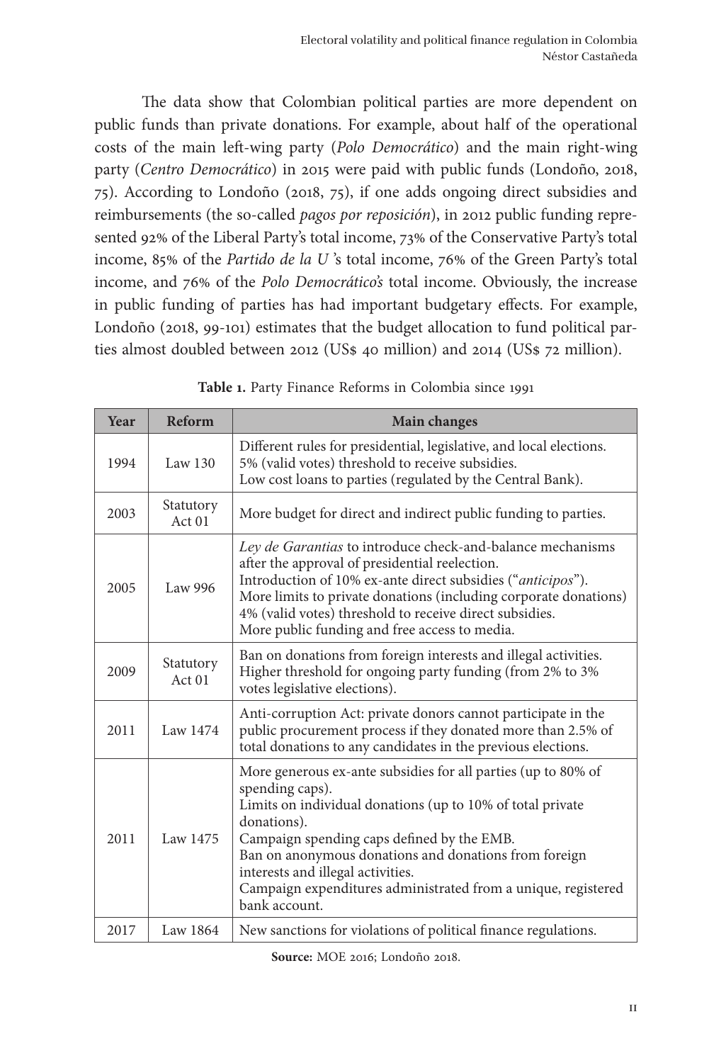The data show that Colombian political parties are more dependent on public funds than private donations. For example, about half of the operational costs of the main left-wing party (*Polo Democrático*) and the main right-wing party (*Centro Democrático*) in 2015 were paid with public funds (Londoño, 2018, 75). According to Londoño (2018, 75), if one adds ongoing direct subsidies and reimbursements (the so-called *pagos por reposición*), in 2012 public funding represented 92% of the Liberal Party's total income, 73% of the Conservative Party's total income, 85% of the *Partido de la U* 's total income, 76% of the Green Party's total income, and 76% of the *Polo Democrático's* total income. Obviously, the increase in public funding of parties has had important budgetary effects. For example, Londoño (2018, 99-101) estimates that the budget allocation to fund political parties almost doubled between 2012 (US$ 40 million) and 2014 (US$ 72 million).

**Table 1.** Party Finance Reforms in Colombia since 1991

| Year | Reform | Main changes |
|---|---|---|
| 1994 | Law 130 | Different rules for presidential, legislative, and local elections.<br>5% (valid votes) threshold to receive subsidies.<br>Low cost loans to parties (regulated by the Central Bank). |
| 2003 | Statutory Act 01 | More budget for direct and indirect public funding to parties. |
| 2005 | Law 996 | *Ley de Garantias* to introduce check-and-balance mechanisms after the approval of presidential reelection.<br>Introduction of 10% ex-ante direct subsidies ("*anticipos*").<br>More limits to private donations (including corporate donations)<br>4% (valid votes) threshold to receive direct subsidies.<br>More public funding and free access to media. |
| 2009 | Statutory Act 01 | Ban on donations from foreign interests and illegal activities.<br>Higher threshold for ongoing party funding (from 2% to 3% votes legislative elections). |
| 2011 | Law 1474 | Anti-corruption Act: private donors cannot participate in the public procurement process if they donated more than 2.5% of total donations to any candidates in the previous elections. |
| 2011 | Law 1475 | More generous ex-ante subsidies for all parties (up to 80% of spending caps).<br>Limits on individual donations (up to 10% of total private donations).<br>Campaign spending caps defined by the EMB.<br>Ban on anonymous donations and donations from foreign interests and illegal activities.<br>Campaign expenditures administrated from a unique, registered bank account. |
| 2017 | Law 1864 | New sanctions for violations of political finance regulations. |

**Source:** MOE 2016; Londoño 2018.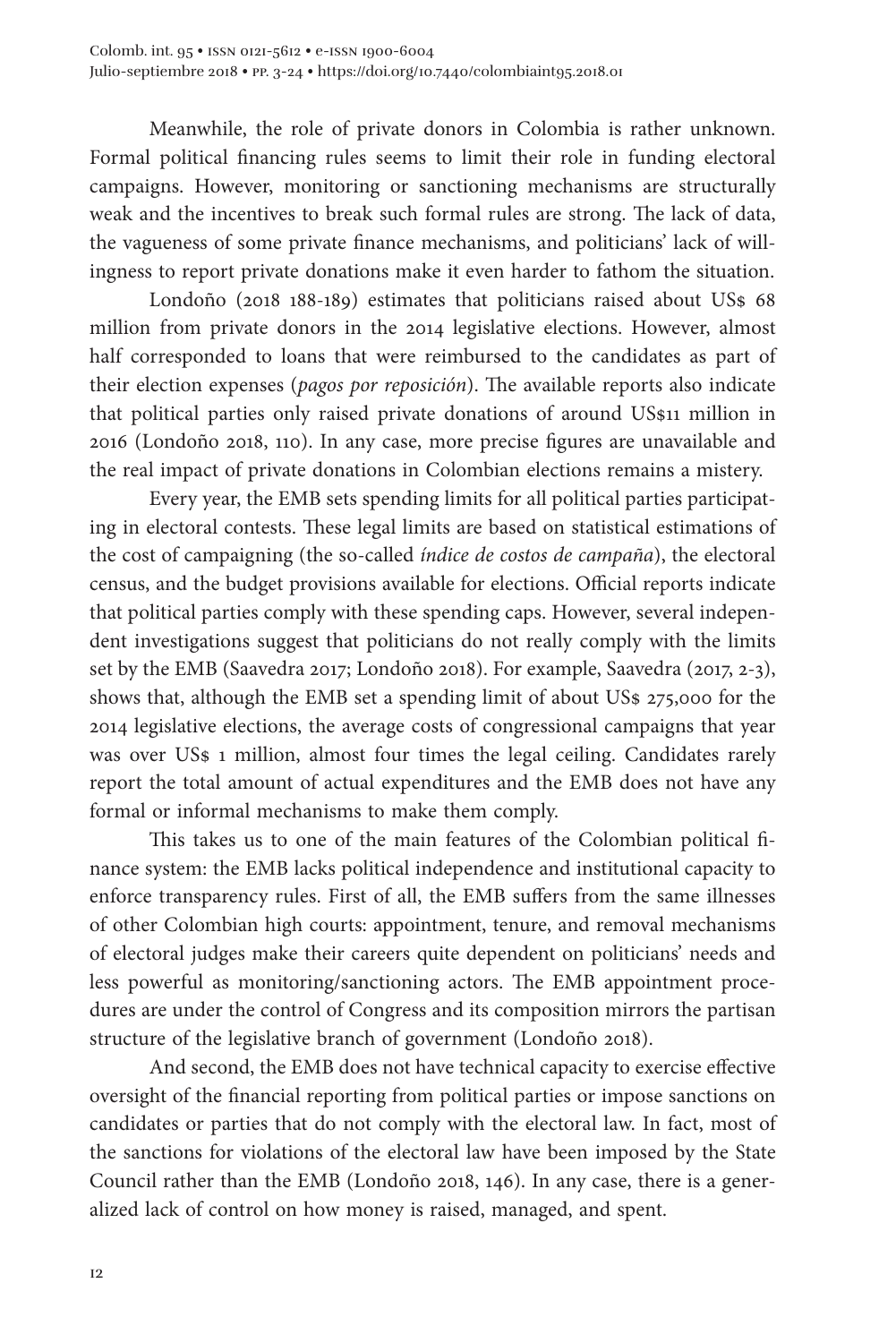Meanwhile, the role of private donors in Colombia is rather unknown. Formal political financing rules seems to limit their role in funding electoral campaigns. However, monitoring or sanctioning mechanisms are structurally weak and the incentives to break such formal rules are strong. The lack of data, the vagueness of some private finance mechanisms, and politicians' lack of willingness to report private donations make it even harder to fathom the situation.

Londoño (2018 188-189) estimates that politicians raised about US$ 68 million from private donors in the 2014 legislative elections. However, almost half corresponded to loans that were reimbursed to the candidates as part of their election expenses (*pagos por reposición*). The available reports also indicate that political parties only raised private donations of around US$11 million in 2016 (Londoño 2018, 110). In any case, more precise figures are unavailable and the real impact of private donations in Colombian elections remains a mistery.

Every year, the EMB sets spending limits for all political parties participating in electoral contests. These legal limits are based on statistical estimations of the cost of campaigning (the so-called *índice de costos de campaña*), the electoral census, and the budget provisions available for elections. Official reports indicate that political parties comply with these spending caps. However, several independent investigations suggest that politicians do not really comply with the limits set by the EMB (Saavedra 2017; Londoño 2018). For example, Saavedra (2017, 2-3), shows that, although the EMB set a spending limit of about US$ 275,000 for the 2014 legislative elections, the average costs of congressional campaigns that year was over US$ 1 million, almost four times the legal ceiling. Candidates rarely report the total amount of actual expenditures and the EMB does not have any formal or informal mechanisms to make them comply.

This takes us to one of the main features of the Colombian political finance system: the EMB lacks political independence and institutional capacity to enforce transparency rules. First of all, the EMB suffers from the same illnesses of other Colombian high courts: appointment, tenure, and removal mechanisms of electoral judges make their careers quite dependent on politicians' needs and less powerful as monitoring/sanctioning actors. The EMB appointment procedures are under the control of Congress and its composition mirrors the partisan structure of the legislative branch of government (Londoño 2018).

And second, the EMB does not have technical capacity to exercise effective oversight of the financial reporting from political parties or impose sanctions on candidates or parties that do not comply with the electoral law. In fact, most of the sanctions for violations of the electoral law have been imposed by the State Council rather than the EMB (Londoño 2018, 146). In any case, there is a generalized lack of control on how money is raised, managed, and spent.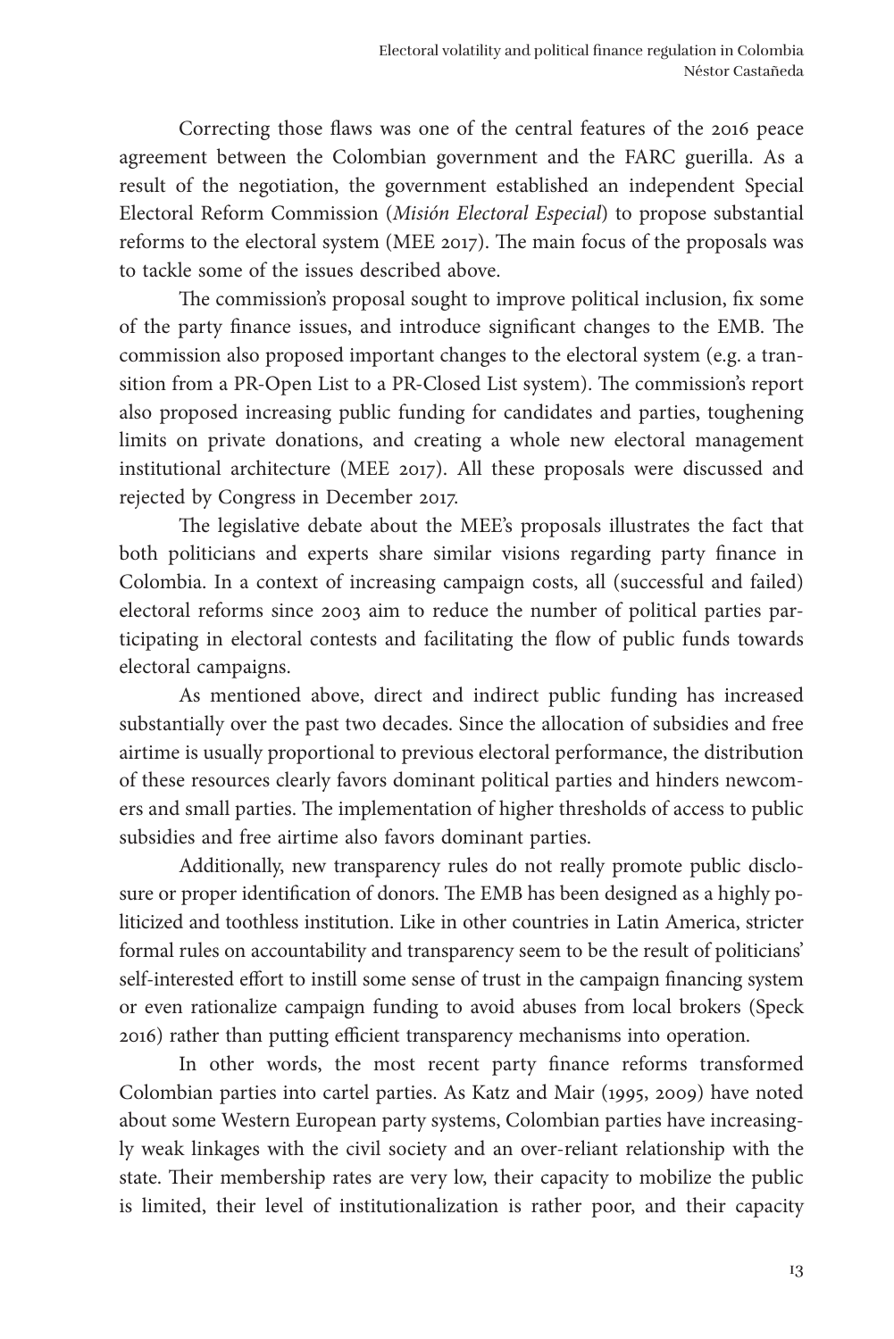Correcting those flaws was one of the central features of the 2016 peace agreement between the Colombian government and the FARC guerilla. As a result of the negotiation, the government established an independent Special Electoral Reform Commission (*Misión Electoral Especial*) to propose substantial reforms to the electoral system (MEE 2017). The main focus of the proposals was to tackle some of the issues described above.

The commission's proposal sought to improve political inclusion, fix some of the party finance issues, and introduce significant changes to the EMB. The commission also proposed important changes to the electoral system (e.g. a transition from a PR-Open List to a PR-Closed List system). The commission's report also proposed increasing public funding for candidates and parties, toughening limits on private donations, and creating a whole new electoral management institutional architecture (MEE 2017). All these proposals were discussed and rejected by Congress in December 2017.

The legislative debate about the MEE's proposals illustrates the fact that both politicians and experts share similar visions regarding party finance in Colombia. In a context of increasing campaign costs, all (successful and failed) electoral reforms since 2003 aim to reduce the number of political parties participating in electoral contests and facilitating the flow of public funds towards electoral campaigns.

As mentioned above, direct and indirect public funding has increased substantially over the past two decades. Since the allocation of subsidies and free airtime is usually proportional to previous electoral performance, the distribution of these resources clearly favors dominant political parties and hinders newcomers and small parties. The implementation of higher thresholds of access to public subsidies and free airtime also favors dominant parties.

Additionally, new transparency rules do not really promote public disclosure or proper identification of donors. The EMB has been designed as a highly politicized and toothless institution. Like in other countries in Latin America, stricter formal rules on accountability and transparency seem to be the result of politicians' self-interested effort to instill some sense of trust in the campaign financing system or even rationalize campaign funding to avoid abuses from local brokers (Speck 2016) rather than putting efficient transparency mechanisms into operation.

In other words, the most recent party finance reforms transformed Colombian parties into cartel parties. As Katz and Mair (1995, 2009) have noted about some Western European party systems, Colombian parties have increasingly weak linkages with the civil society and an over-reliant relationship with the state. Their membership rates are very low, their capacity to mobilize the public is limited, their level of institutionalization is rather poor, and their capacity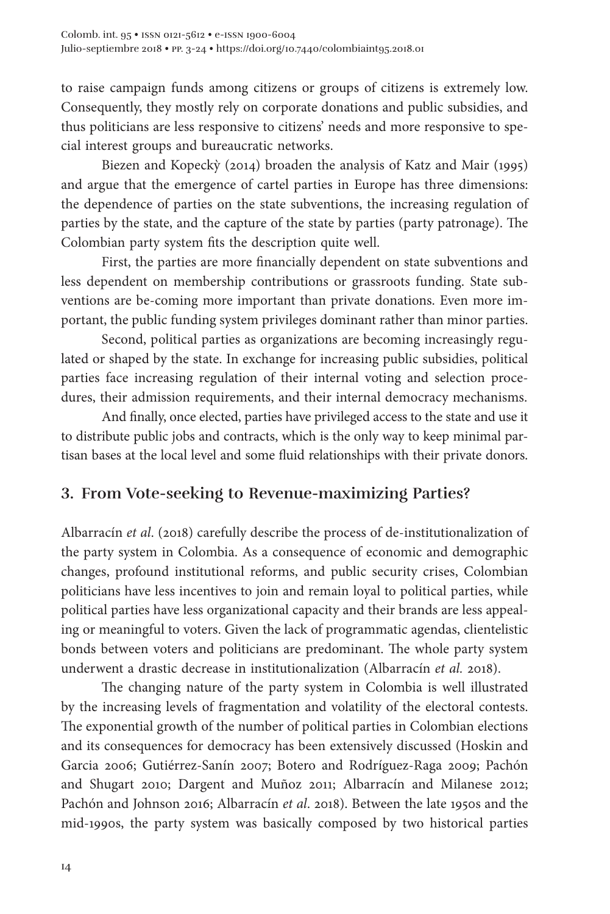to raise campaign funds among citizens or groups of citizens is extremely low. Consequently, they mostly rely on corporate donations and public subsidies, and thus politicians are less responsive to citizens' needs and more responsive to special interest groups and bureaucratic networks.

Biezen and Kopeckỳ (2014) broaden the analysis of Katz and Mair (1995) and argue that the emergence of cartel parties in Europe has three dimensions: the dependence of parties on the state subventions, the increasing regulation of parties by the state, and the capture of the state by parties (party patronage). The Colombian party system fits the description quite well.

First, the parties are more financially dependent on state subventions and less dependent on membership contributions or grassroots funding. State subventions are be-coming more important than private donations. Even more important, the public funding system privileges dominant rather than minor parties.

Second, political parties as organizations are becoming increasingly regulated or shaped by the state. In exchange for increasing public subsidies, political parties face increasing regulation of their internal voting and selection procedures, their admission requirements, and their internal democracy mechanisms.

And finally, once elected, parties have privileged access to the state and use it to distribute public jobs and contracts, which is the only way to keep minimal partisan bases at the local level and some fluid relationships with their private donors.

## 3. From Vote-seeking to Revenue-maximizing Parties?

Albarracín *et al*. (2018) carefully describe the process of de-institutionalization of the party system in Colombia. As a consequence of economic and demographic changes, profound institutional reforms, and public security crises, Colombian politicians have less incentives to join and remain loyal to political parties, while political parties have less organizational capacity and their brands are less appealing or meaningful to voters. Given the lack of programmatic agendas, clientelistic bonds between voters and politicians are predominant. The whole party system underwent a drastic decrease in institutionalization (Albarracín *et al.* 2018).

The changing nature of the party system in Colombia is well illustrated by the increasing levels of fragmentation and volatility of the electoral contests. The exponential growth of the number of political parties in Colombian elections and its consequences for democracy has been extensively discussed (Hoskin and Garcia 2006; Gutiérrez-Sanín 2007; Botero and Rodríguez-Raga 2009; Pachón and Shugart 2010; Dargent and Muñoz 2011; Albarracín and Milanese 2012; Pachón and Johnson 2016; Albarracín *et al*. 2018). Between the late 1950s and the mid-1990s, the party system was basically composed by two historical parties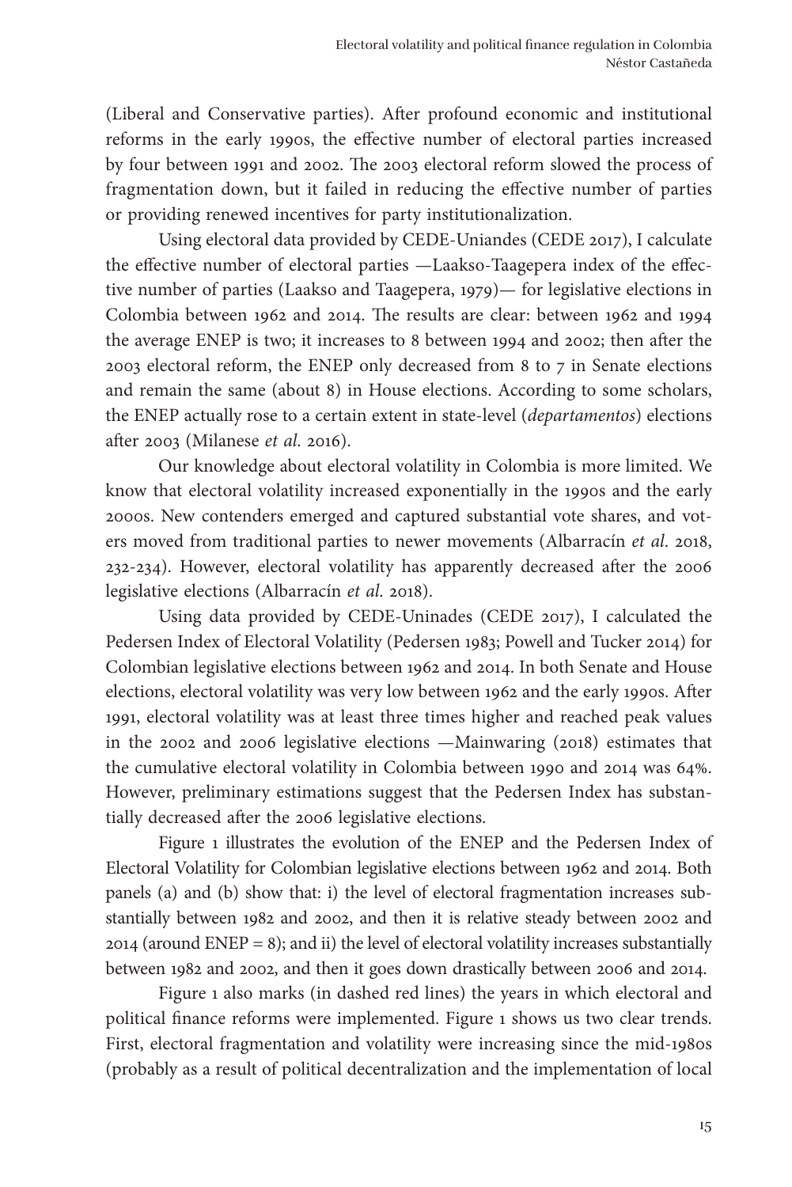(Liberal and Conservative parties). After profound economic and institutional reforms in the early 1990s, the effective number of electoral parties increased by four between 1991 and 2002. The 2003 electoral reform slowed the process of fragmentation down, but it failed in reducing the effective number of parties or providing renewed incentives for party institutionalization.

Using electoral data provided by CEDE-Uniandes (CEDE 2017), I calculate the effective number of electoral parties —Laakso-Taagepera index of the effective number of parties (Laakso and Taagepera, 1979)— for legislative elections in Colombia between 1962 and 2014. The results are clear: between 1962 and 1994 the average ENEP is two; it increases to 8 between 1994 and 2002; then after the 2003 electoral reform, the ENEP only decreased from 8 to 7 in Senate elections and remain the same (about 8) in House elections. According to some scholars, the ENEP actually rose to a certain extent in state-level (*departamentos*) elections after 2003 (Milanese *et al.* 2016).

Our knowledge about electoral volatility in Colombia is more limited. We know that electoral volatility increased exponentially in the 1990s and the early 2000s. New contenders emerged and captured substantial vote shares, and voters moved from traditional parties to newer movements (Albarracín *et al*. 2018, 232-234). However, electoral volatility has apparently decreased after the 2006 legislative elections (Albarracín *et al*. 2018).

Using data provided by CEDE-Uninades (CEDE 2017), I calculated the Pedersen Index of Electoral Volatility (Pedersen 1983; Powell and Tucker 2014) for Colombian legislative elections between 1962 and 2014. In both Senate and House elections, electoral volatility was very low between 1962 and the early 1990s. After 1991, electoral volatility was at least three times higher and reached peak values in the 2002 and 2006 legislative elections —Mainwaring (2018) estimates that the cumulative electoral volatility in Colombia between 1990 and 2014 was 64%. However, preliminary estimations suggest that the Pedersen Index has substantially decreased after the 2006 legislative elections.

Figure 1 illustrates the evolution of the ENEP and the Pedersen Index of Electoral Volatility for Colombian legislative elections between 1962 and 2014. Both panels (a) and (b) show that: i) the level of electoral fragmentation increases substantially between 1982 and 2002, and then it is relative steady between 2002 and 2014 (around ENEP = 8); and ii) the level of electoral volatility increases substantially between 1982 and 2002, and then it goes down drastically between 2006 and 2014.

Figure 1 also marks (in dashed red lines) the years in which electoral and political finance reforms were implemented. Figure 1 shows us two clear trends. First, electoral fragmentation and volatility were increasing since the mid-1980s (probably as a result of political decentralization and the implementation of local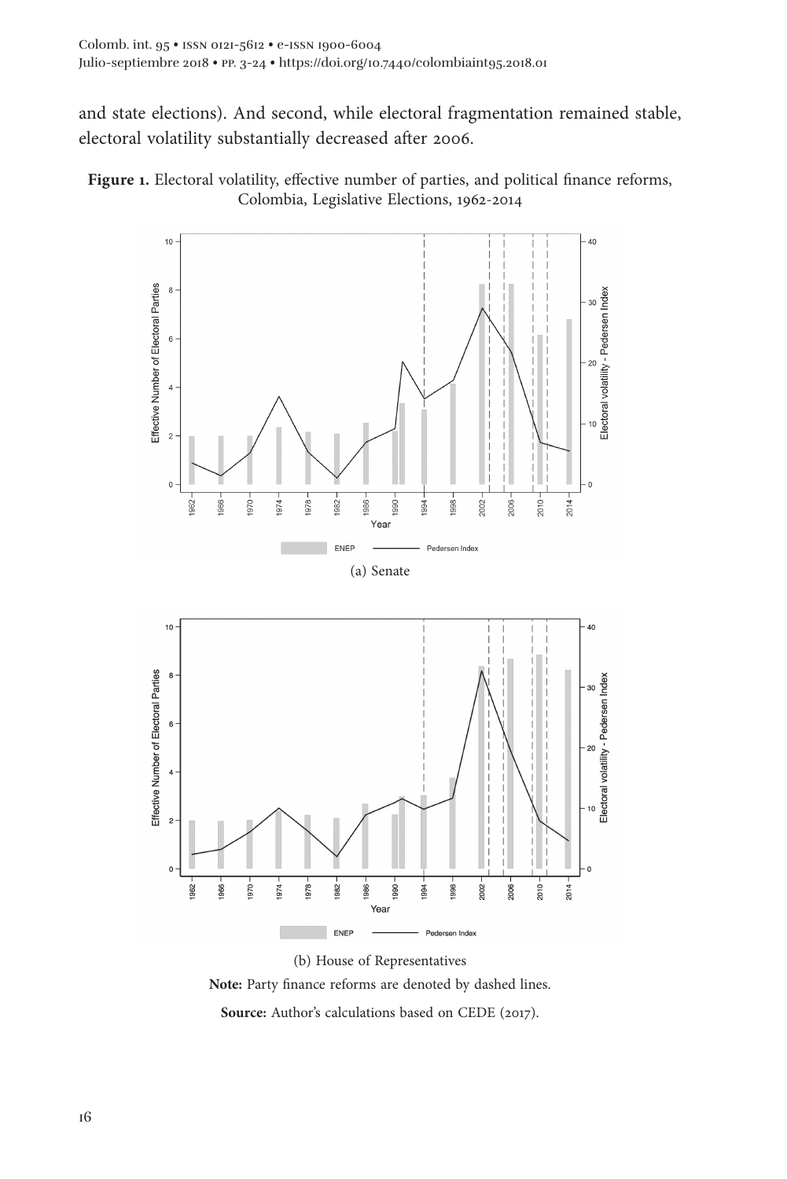and state elections). And second, while electoral fragmentation remained stable, electoral volatility substantially decreased after 2006.

**Figure 1.** Electoral volatility, effective number of parties, and political finance reforms, Colombia, Legislative Elections, 1962-2014

(a) Senate

(b) House of Representatives

**Note:** Party finance reforms are denoted by dashed lines.

**Source:** Author's calculations based on CEDE (2017).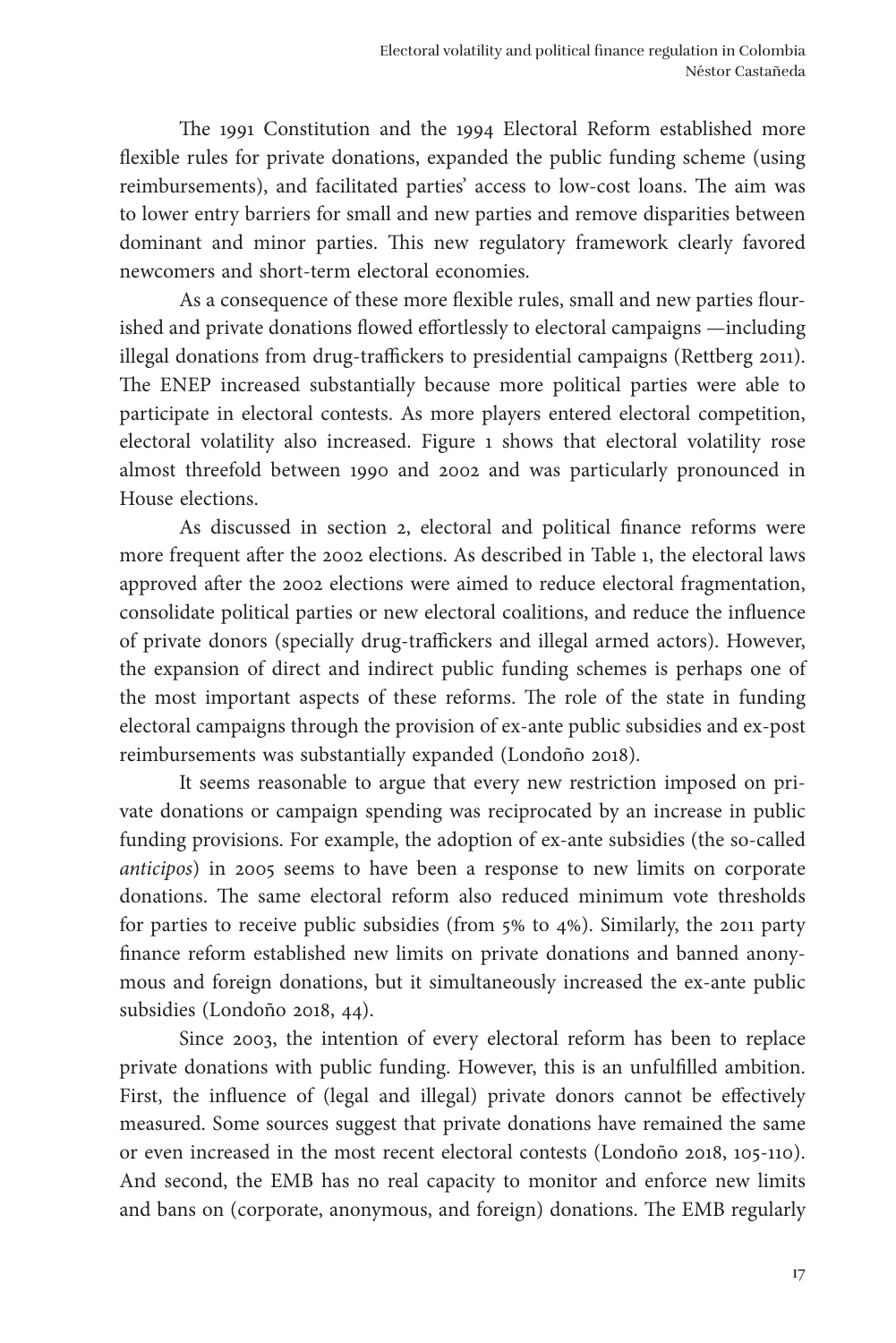The 1991 Constitution and the 1994 Electoral Reform established more flexible rules for private donations, expanded the public funding scheme (using reimbursements), and facilitated parties' access to low-cost loans. The aim was to lower entry barriers for small and new parties and remove disparities between dominant and minor parties. This new regulatory framework clearly favored newcomers and short-term electoral economies.

As a consequence of these more flexible rules, small and new parties flourished and private donations flowed effortlessly to electoral campaigns —including illegal donations from drug-traffickers to presidential campaigns (Rettberg 2011). The ENEP increased substantially because more political parties were able to participate in electoral contests. As more players entered electoral competition, electoral volatility also increased. Figure 1 shows that electoral volatility rose almost threefold between 1990 and 2002 and was particularly pronounced in House elections.

As discussed in section 2, electoral and political finance reforms were more frequent after the 2002 elections. As described in Table 1, the electoral laws approved after the 2002 elections were aimed to reduce electoral fragmentation, consolidate political parties or new electoral coalitions, and reduce the influence of private donors (specially drug-traffickers and illegal armed actors). However, the expansion of direct and indirect public funding schemes is perhaps one of the most important aspects of these reforms. The role of the state in funding electoral campaigns through the provision of ex-ante public subsidies and ex-post reimbursements was substantially expanded (Londoño 2018).

It seems reasonable to argue that every new restriction imposed on private donations or campaign spending was reciprocated by an increase in public funding provisions. For example, the adoption of ex-ante subsidies (the so-called *anticipos*) in 2005 seems to have been a response to new limits on corporate donations. The same electoral reform also reduced minimum vote thresholds for parties to receive public subsidies (from 5% to 4%). Similarly, the 2011 party finance reform established new limits on private donations and banned anonymous and foreign donations, but it simultaneously increased the ex-ante public subsidies (Londoño 2018, 44).

Since 2003, the intention of every electoral reform has been to replace private donations with public funding. However, this is an unfulfilled ambition. First, the influence of (legal and illegal) private donors cannot be effectively measured. Some sources suggest that private donations have remained the same or even increased in the most recent electoral contests (Londoño 2018, 105-110). And second, the EMB has no real capacity to monitor and enforce new limits and bans on (corporate, anonymous, and foreign) donations. The EMB regularly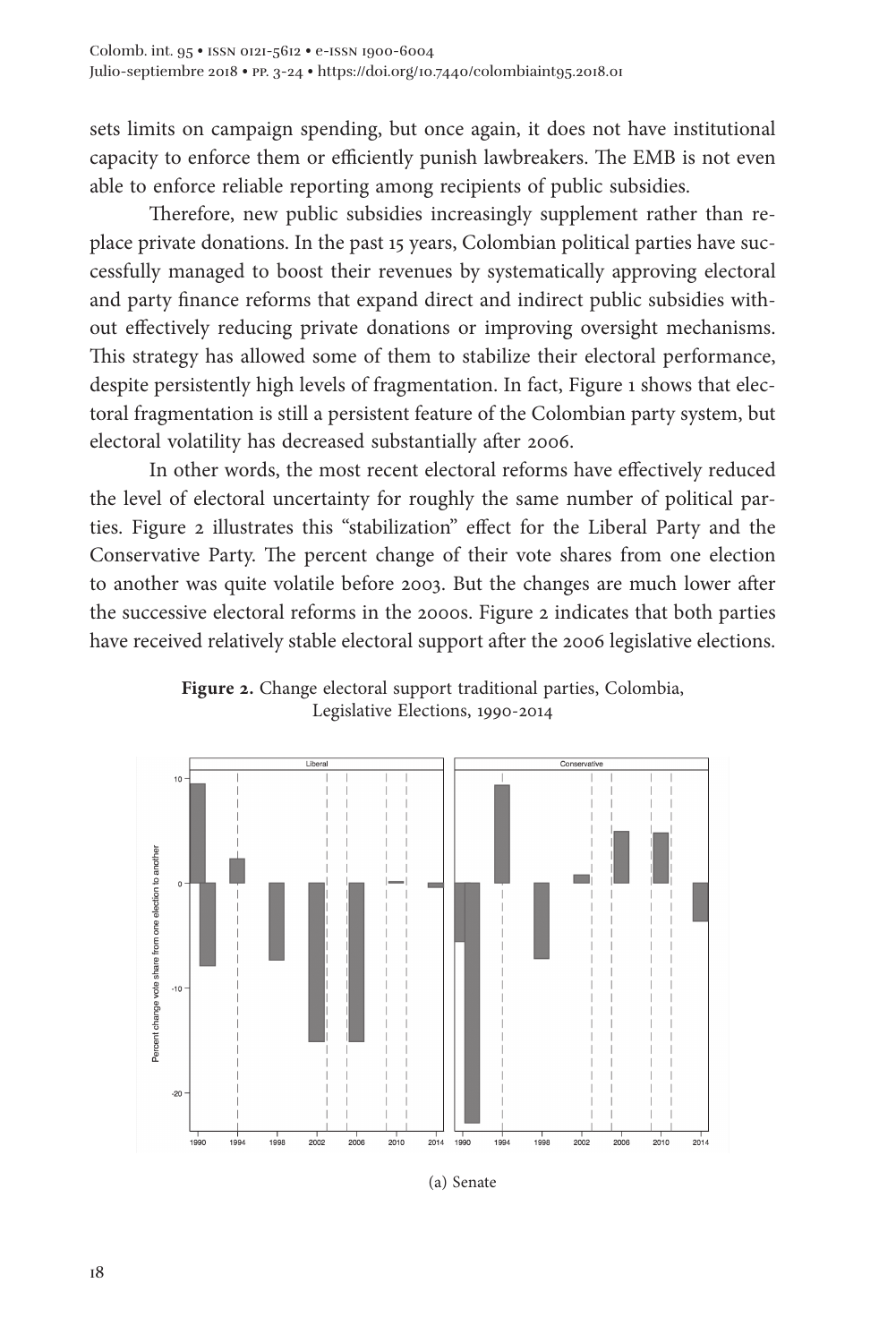sets limits on campaign spending, but once again, it does not have institutional capacity to enforce them or efficiently punish lawbreakers. The EMB is not even able to enforce reliable reporting among recipients of public subsidies.

Therefore, new public subsidies increasingly supplement rather than replace private donations. In the past 15 years, Colombian political parties have successfully managed to boost their revenues by systematically approving electoral and party finance reforms that expand direct and indirect public subsidies without effectively reducing private donations or improving oversight mechanisms. This strategy has allowed some of them to stabilize their electoral performance, despite persistently high levels of fragmentation. In fact, Figure 1 shows that electoral fragmentation is still a persistent feature of the Colombian party system, but electoral volatility has decreased substantially after 2006.

In other words, the most recent electoral reforms have effectively reduced the level of electoral uncertainty for roughly the same number of political parties. Figure 2 illustrates this "stabilization" effect for the Liberal Party and the Conservative Party. The percent change of their vote shares from one election to another was quite volatile before 2003. But the changes are much lower after the successive electoral reforms in the 2000s. Figure 2 indicates that both parties have received relatively stable electoral support after the 2006 legislative elections.

**Figure 2.** Change electoral support traditional parties, Colombia, Legislative Elections, 1990-2014

(a) Senate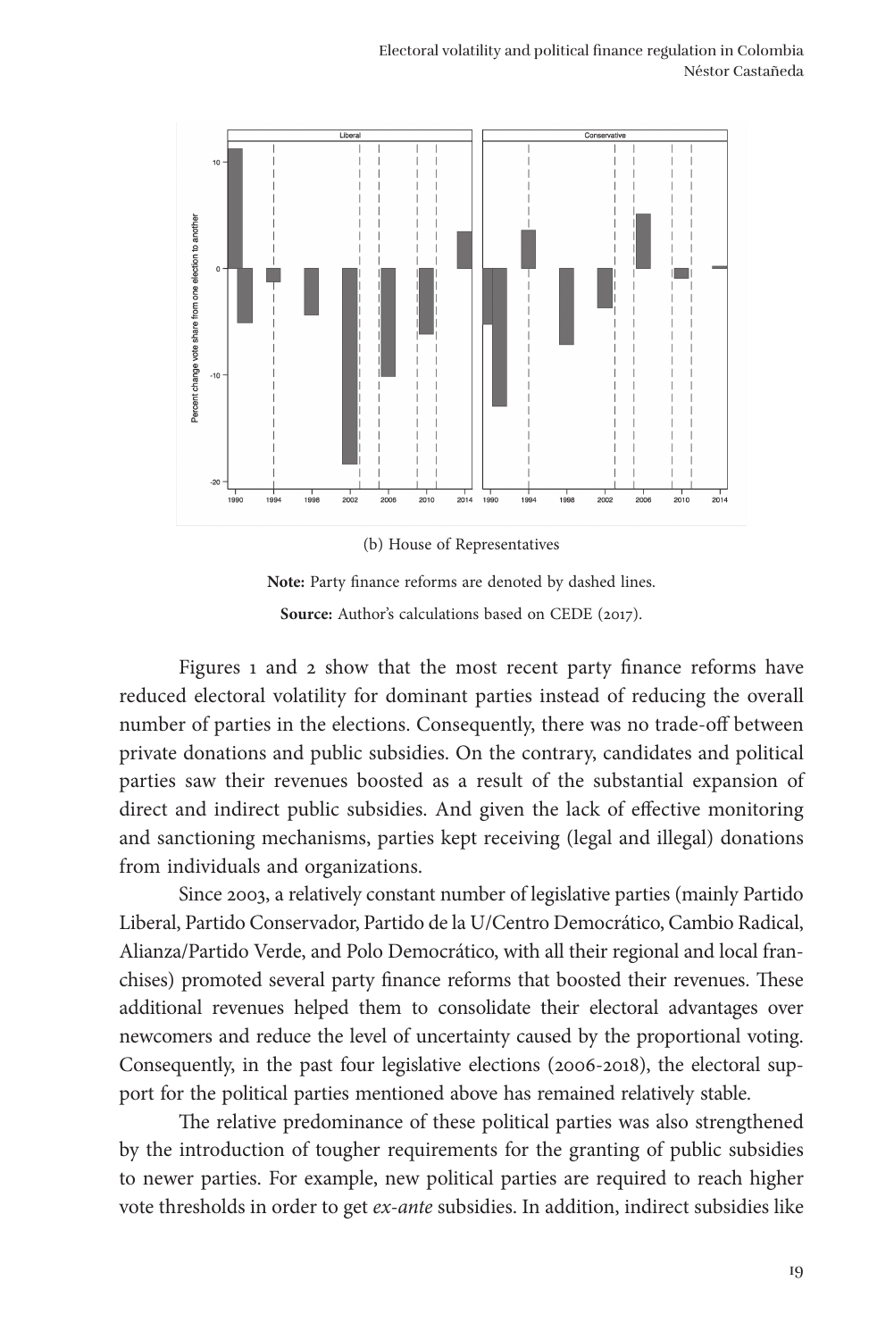(b) House of Representatives

**Note:** Party finance reforms are denoted by dashed lines.

**Source:** Author's calculations based on CEDE (2017).

Figures 1 and 2 show that the most recent party finance reforms have reduced electoral volatility for dominant parties instead of reducing the overall number of parties in the elections. Consequently, there was no trade-off between private donations and public subsidies. On the contrary, candidates and political parties saw their revenues boosted as a result of the substantial expansion of direct and indirect public subsidies. And given the lack of effective monitoring and sanctioning mechanisms, parties kept receiving (legal and illegal) donations from individuals and organizations.

Since 2003, a relatively constant number of legislative parties (mainly Partido Liberal, Partido Conservador, Partido de la U/Centro Democrático, Cambio Radical, Alianza/Partido Verde, and Polo Democrático, with all their regional and local franchises) promoted several party finance reforms that boosted their revenues. These additional revenues helped them to consolidate their electoral advantages over newcomers and reduce the level of uncertainty caused by the proportional voting. Consequently, in the past four legislative elections (2006-2018), the electoral support for the political parties mentioned above has remained relatively stable.

The relative predominance of these political parties was also strengthened by the introduction of tougher requirements for the granting of public subsidies to newer parties. For example, new political parties are required to reach higher vote thresholds in order to get *ex-ante* subsidies. In addition, indirect subsidies like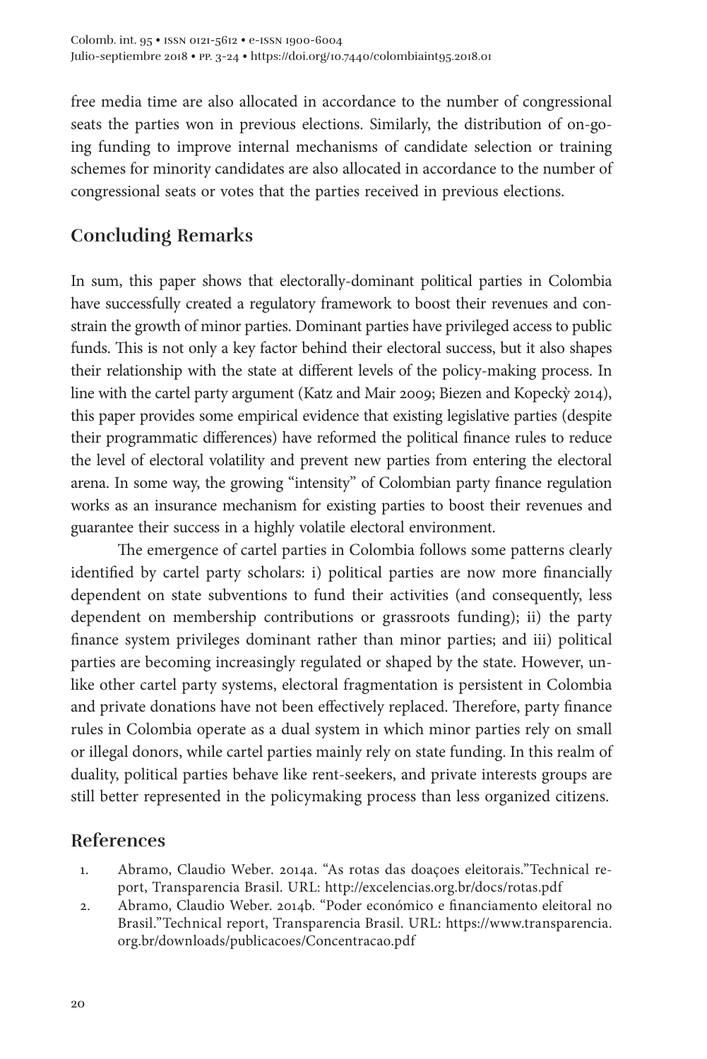free media time are also allocated in accordance to the number of congressional seats the parties won in previous elections. Similarly, the distribution of on-going funding to improve internal mechanisms of candidate selection or training schemes for minority candidates are also allocated in accordance to the number of congressional seats or votes that the parties received in previous elections.

## Concluding Remarks

In sum, this paper shows that electorally-dominant political parties in Colombia have successfully created a regulatory framework to boost their revenues and constrain the growth of minor parties. Dominant parties have privileged access to public funds. This is not only a key factor behind their electoral success, but it also shapes their relationship with the state at different levels of the policy-making process. In line with the cartel party argument (Katz and Mair 2009; Biezen and Kopeckỳ 2014), this paper provides some empirical evidence that existing legislative parties (despite their programmatic differences) have reformed the political finance rules to reduce the level of electoral volatility and prevent new parties from entering the electoral arena. In some way, the growing "intensity" of Colombian party finance regulation works as an insurance mechanism for existing parties to boost their revenues and guarantee their success in a highly volatile electoral environment.

The emergence of cartel parties in Colombia follows some patterns clearly identified by cartel party scholars: i) political parties are now more financially dependent on state subventions to fund their activities (and consequently, less dependent on membership contributions or grassroots funding); ii) the party finance system privileges dominant rather than minor parties; and iii) political parties are becoming increasingly regulated or shaped by the state. However, unlike other cartel party systems, electoral fragmentation is persistent in Colombia and private donations have not been effectively replaced. Therefore, party finance rules in Colombia operate as a dual system in which minor parties rely on small or illegal donors, while cartel parties mainly rely on state funding. In this realm of duality, political parties behave like rent-seekers, and private interests groups are still better represented in the policymaking process than less organized citizens.

## References

1. Abramo, Claudio Weber. 2014a. "As rotas das doaçoes eleitorais."Technical report, Transparencia Brasil. URL: http://excelencias.org.br/docs/rotas.pdf
2. Abramo, Claudio Weber. 2014b. "Poder económico e financiamento eleitoral no Brasil."Technical report, Transparencia Brasil. URL: https://www.transparencia.org.br/downloads/publicacoes/Concentracao.pdf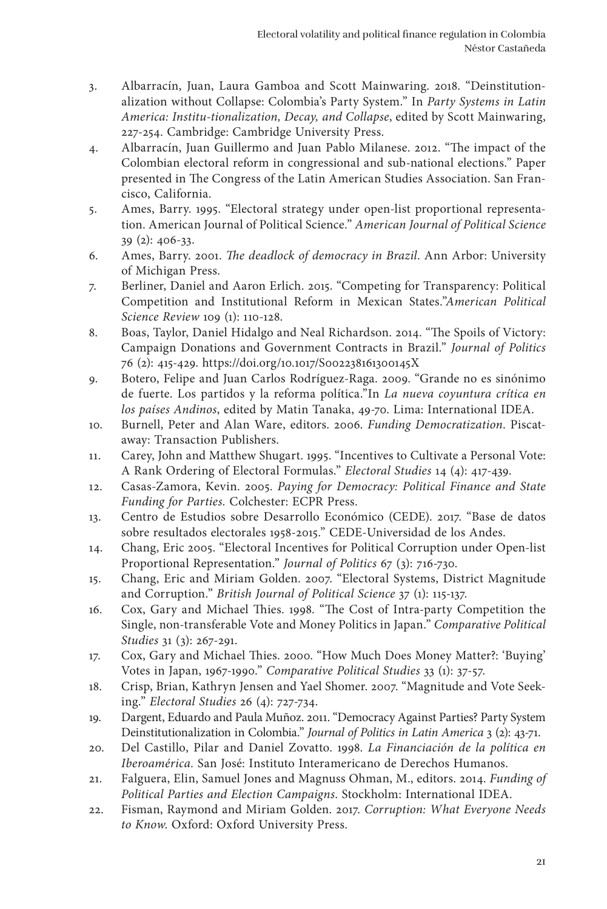3. Albarracín, Juan, Laura Gamboa and Scott Mainwaring. 2018. "Deinstitutionalization without Collapse: Colombia's Party System." In *Party Systems in Latin America: Institu-tionalization, Decay, and Collapse*, edited by Scott Mainwaring, 227-254. Cambridge: Cambridge University Press.
4. Albarracín, Juan Guillermo and Juan Pablo Milanese. 2012. "The impact of the Colombian electoral reform in congressional and sub-national elections." Paper presented in The Congress of the Latin American Studies Association. San Francisco, California.
5. Ames, Barry. 1995. "Electoral strategy under open-list proportional representation. American Journal of Political Science." *American Journal of Political Science* 39 (2): 406-33.
6. Ames, Barry. 2001. *The deadlock of democracy in Brazil*. Ann Arbor: University of Michigan Press.
7. Berliner, Daniel and Aaron Erlich. 2015. "Competing for Transparency: Political Competition and Institutional Reform in Mexican States."*American Political Science Review* 109 (1): 110-128.
8. Boas, Taylor, Daniel Hidalgo and Neal Richardson. 2014. "The Spoils of Victory: Campaign Donations and Government Contracts in Brazil." *Journal of Politics* 76 (2): 415-429. https://doi.org/10.1017/S002238161300145X
9. Botero, Felipe and Juan Carlos Rodríguez-Raga. 2009. "Grande no es sinónimo de fuerte. Los partidos y la reforma política."In *La nueva coyuntura crítica en los países Andinos*, edited by Matin Tanaka, 49-70. Lima: International IDEA.
10. Burnell, Peter and Alan Ware, editors. 2006. *Funding Democratization*. Piscataway: Transaction Publishers.
11. Carey, John and Matthew Shugart. 1995. "Incentives to Cultivate a Personal Vote: A Rank Ordering of Electoral Formulas." *Electoral Studies* 14 (4): 417-439.
12. Casas-Zamora, Kevin. 2005. *Paying for Democracy: Political Finance and State Funding for Parties.* Colchester: ECPR Press.
13. Centro de Estudios sobre Desarrollo Económico (CEDE). 2017. "Base de datos sobre resultados electorales 1958-2015." CEDE-Universidad de los Andes.
14. Chang, Eric 2005. "Electoral Incentives for Political Corruption under Open-list Proportional Representation." *Journal of Politics* 67 (3): 716-730.
15. Chang, Eric and Miriam Golden. 2007. "Electoral Systems, District Magnitude and Corruption." *British Journal of Political Science* 37 (1): 115-137.
16. Cox, Gary and Michael Thies. 1998. "The Cost of Intra-party Competition the Single, non-transferable Vote and Money Politics in Japan." *Comparative Political Studies* 31 (3): 267-291.
17. Cox, Gary and Michael Thies. 2000. "How Much Does Money Matter?: 'Buying' Votes in Japan, 1967-1990." *Comparative Political Studies* 33 (1): 37-57.
18. Crisp, Brian, Kathryn Jensen and Yael Shomer. 2007. "Magnitude and Vote Seeking." *Electoral Studies* 26 (4): 727-734.
19. Dargent, Eduardo and Paula Muñoz. 2011. "Democracy Against Parties? Party System Deinstitutionalization in Colombia." *Journal of Politics in Latin America* 3 (2): 43-71.
20. Del Castillo, Pilar and Daniel Zovatto. 1998. *La Financiación de la política en Iberoamérica.* San José: Instituto Interamericano de Derechos Humanos.
21. Falguera, Elin, Samuel Jones and Magnuss Ohman, M., editors. 2014. *Funding of Political Parties and Election Campaigns.* Stockholm: International IDEA.
22. Fisman, Raymond and Miriam Golden. 2017. *Corruption: What Everyone Needs to Know.* Oxford: Oxford University Press.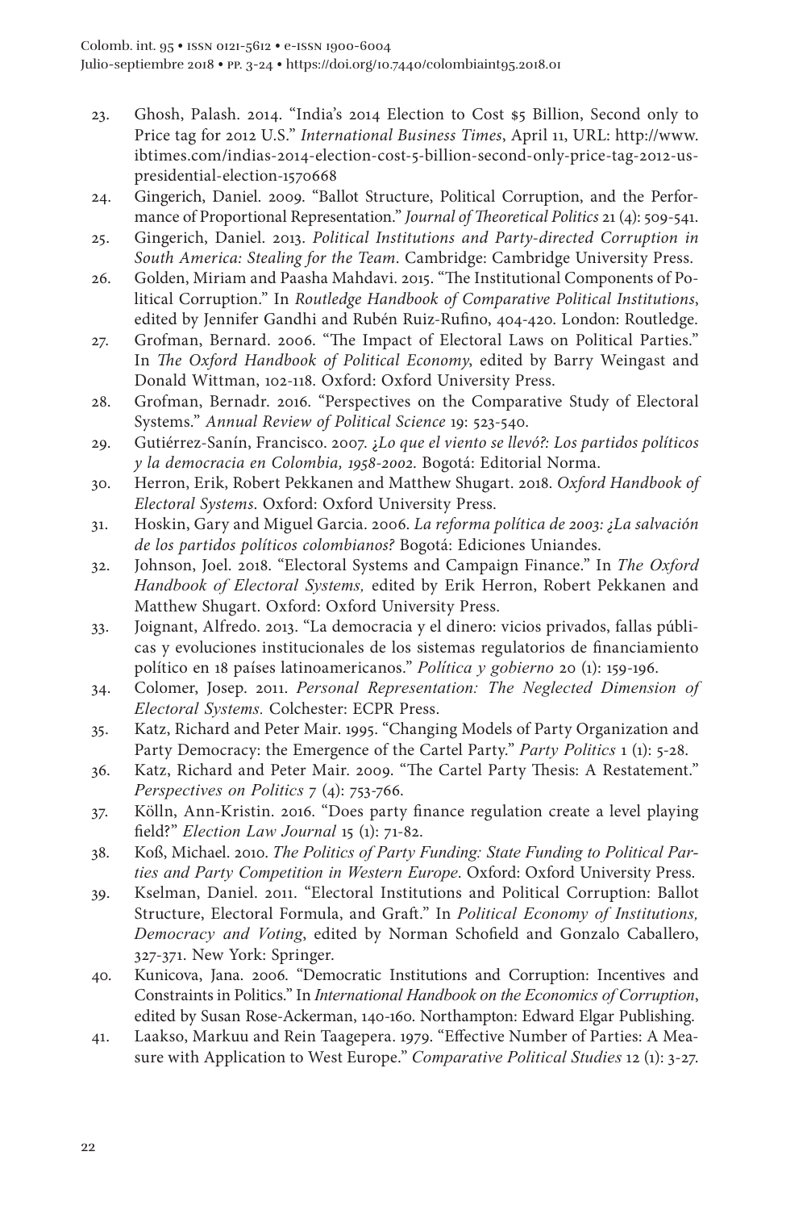23. Ghosh, Palash. 2014. "India's 2014 Election to Cost $5 Billion, Second only to Price tag for 2012 U.S." *International Business Times*, April 11, URL: http://www.ibtimes.com/indias-2014-election-cost-5-billion-second-only-price-tag-2012-us-presidential-election-1570668
24. Gingerich, Daniel. 2009. "Ballot Structure, Political Corruption, and the Performance of Proportional Representation." *Journal of Theoretical Politics* 21 (4): 509-541.
25. Gingerich, Daniel. 2013. *Political Institutions and Party-directed Corruption in South America: Stealing for the Team*. Cambridge: Cambridge University Press.
26. Golden, Miriam and Paasha Mahdavi. 2015. "The Institutional Components of Political Corruption." In *Routledge Handbook of Comparative Political Institutions*, edited by Jennifer Gandhi and Rubén Ruiz-Rufino, 404-420. London: Routledge.
27. Grofman, Bernard. 2006. "The Impact of Electoral Laws on Political Parties." In *The Oxford Handbook of Political Economy*, edited by Barry Weingast and Donald Wittman, 102-118. Oxford: Oxford University Press.
28. Grofman, Bernadr. 2016. "Perspectives on the Comparative Study of Electoral Systems." *Annual Review of Political Science* 19: 523-540.
29. Gutiérrez-Sanín, Francisco. 2007. *¿Lo que el viento se llevó?: Los partidos políticos y la democracia en Colombia, 1958-2002*. Bogotá: Editorial Norma.
30. Herron, Erik, Robert Pekkanen and Matthew Shugart. 2018. *Oxford Handbook of Electoral Systems*. Oxford: Oxford University Press.
31. Hoskin, Gary and Miguel Garcia. 2006. *La reforma política de 2003: ¿La salvación de los partidos políticos colombianos?* Bogotá: Ediciones Uniandes.
32. Johnson, Joel. 2018. "Electoral Systems and Campaign Finance." In *The Oxford Handbook of Electoral Systems,* edited by Erik Herron, Robert Pekkanen and Matthew Shugart. Oxford: Oxford University Press.
33. Joignant, Alfredo. 2013. "La democracia y el dinero: vicios privados, fallas públicas y evoluciones institucionales de los sistemas regulatorios de financiamiento político en 18 países latinoamericanos." *Política y gobierno* 20 (1): 159-196.
34. Colomer, Josep. 2011. *Personal Representation: The Neglected Dimension of Electoral Systems.* Colchester: ECPR Press.
35. Katz, Richard and Peter Mair. 1995. "Changing Models of Party Organization and Party Democracy: the Emergence of the Cartel Party." *Party Politics* 1 (1): 5-28.
36. Katz, Richard and Peter Mair. 2009. "The Cartel Party Thesis: A Restatement." *Perspectives on Politics* 7 (4): 753-766.
37. Kölln, Ann-Kristin. 2016. "Does party finance regulation create a level playing field?" *Election Law Journal* 15 (1): 71-82.
38. Koß, Michael. 2010. *The Politics of Party Funding: State Funding to Political Parties and Party Competition in Western Europe*. Oxford: Oxford University Press.
39. Kselman, Daniel. 2011. "Electoral Institutions and Political Corruption: Ballot Structure, Electoral Formula, and Graft." In *Political Economy of Institutions, Democracy and Voting*, edited by Norman Schofield and Gonzalo Caballero, 327-371. New York: Springer.
40. Kunicova, Jana. 2006. "Democratic Institutions and Corruption: Incentives and Constraints in Politics." In *International Handbook on the Economics of Corruption*, edited by Susan Rose-Ackerman, 140-160. Northampton: Edward Elgar Publishing.
41. Laakso, Markuu and Rein Taagepera. 1979. "Effective Number of Parties: A Measure with Application to West Europe." *Comparative Political Studies* 12 (1): 3-27.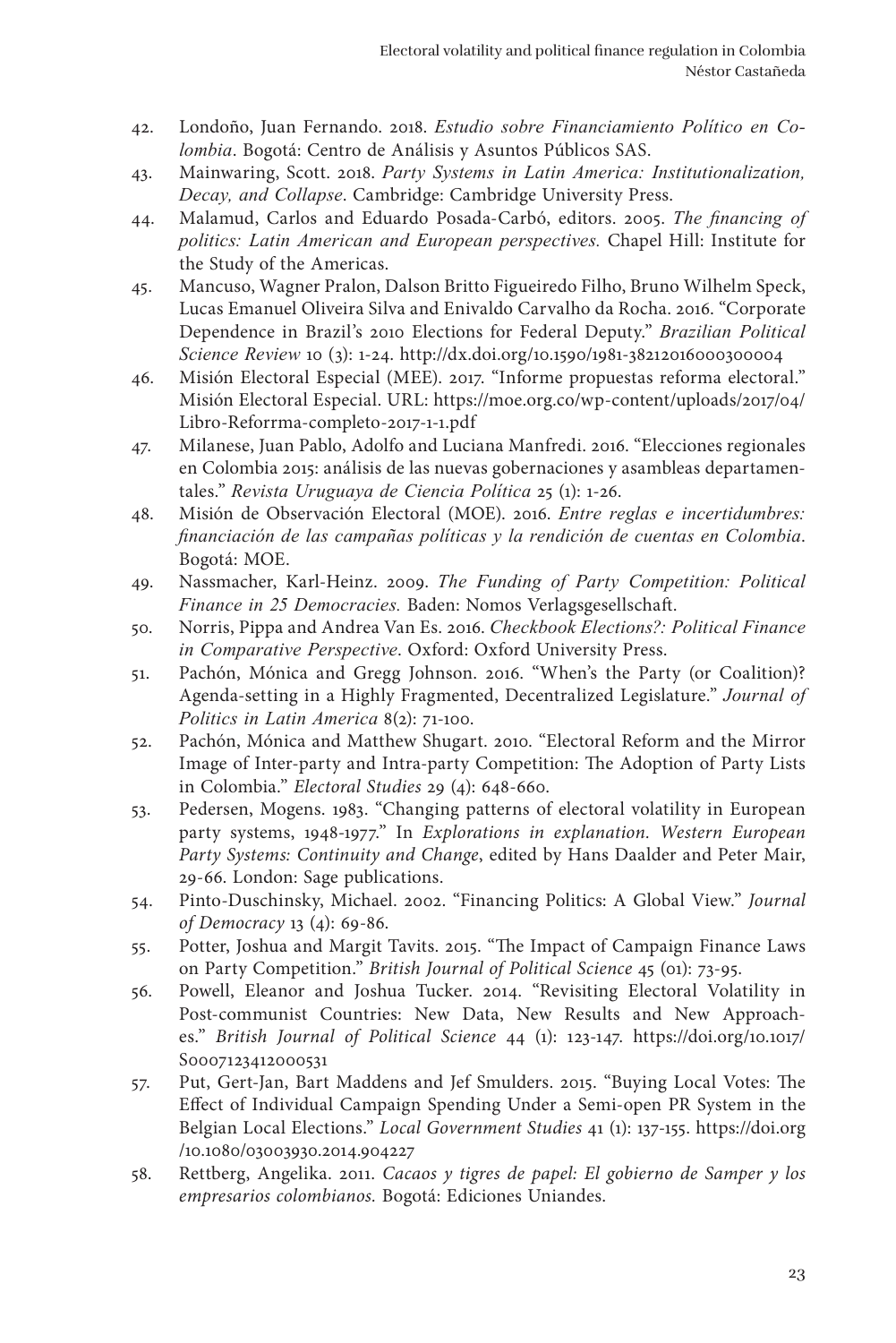42. Londoño, Juan Fernando. 2018. *Estudio sobre Financiamiento Político en Colombia*. Bogotá: Centro de Análisis y Asuntos Públicos SAS.
43. Mainwaring, Scott. 2018. *Party Systems in Latin America: Institutionalization, Decay, and Collapse*. Cambridge: Cambridge University Press.
44. Malamud, Carlos and Eduardo Posada-Carbó, editors. 2005. *The financing of politics: Latin American and European perspectives.* Chapel Hill: Institute for the Study of the Americas.
45. Mancuso, Wagner Pralon, Dalson Britto Figueiredo Filho, Bruno Wilhelm Speck, Lucas Emanuel Oliveira Silva and Enivaldo Carvalho da Rocha. 2016. "Corporate Dependence in Brazil's 2010 Elections for Federal Deputy." *Brazilian Political Science Review* 10 (3): 1-24. http://dx.doi.org/10.1590/1981-38212016000300004
46. Misión Electoral Especial (MEE). 2017. "Informe propuestas reforma electoral." Misión Electoral Especial. URL: https://moe.org.co/wp-content/uploads/2017/04/Libro-Reforrma-completo-2017-1-1.pdf
47. Milanese, Juan Pablo, Adolfo and Luciana Manfredi. 2016. "Elecciones regionales en Colombia 2015: análisis de las nuevas gobernaciones y asambleas departamentales." *Revista Uruguaya de Ciencia Política* 25 (1): 1-26.
48. Misión de Observación Electoral (MOE). 2016. *Entre reglas e incertidumbres: financiación de las campañas políticas y la rendición de cuentas en Colombia*. Bogotá: MOE.
49. Nassmacher, Karl-Heinz. 2009. *The Funding of Party Competition: Political Finance in 25 Democracies.* Baden: Nomos Verlagsgesellschaft.
50. Norris, Pippa and Andrea Van Es. 2016. *Checkbook Elections?: Political Finance in Comparative Perspective*. Oxford: Oxford University Press.
51. Pachón, Mónica and Gregg Johnson. 2016. "When's the Party (or Coalition)? Agenda-setting in a Highly Fragmented, Decentralized Legislature." *Journal of Politics in Latin America* 8(2): 71-100.
52. Pachón, Mónica and Matthew Shugart. 2010. "Electoral Reform and the Mirror Image of Inter-party and Intra-party Competition: The Adoption of Party Lists in Colombia." *Electoral Studies* 29 (4): 648-660.
53. Pedersen, Mogens. 1983. "Changing patterns of electoral volatility in European party systems, 1948-1977." In *Explorations in explanation. Western European Party Systems: Continuity and Change*, edited by Hans Daalder and Peter Mair, 29-66. London: Sage publications.
54. Pinto-Duschinsky, Michael. 2002. "Financing Politics: A Global View." *Journal of Democracy* 13 (4): 69-86.
55. Potter, Joshua and Margit Tavits. 2015. "The Impact of Campaign Finance Laws on Party Competition." *British Journal of Political Science* 45 (01): 73-95.
56. Powell, Eleanor and Joshua Tucker. 2014. "Revisiting Electoral Volatility in Post-communist Countries: New Data, New Results and New Approaches." *British Journal of Political Science* 44 (1): 123-147. https://doi.org/10.1017/S0007123412000531
57. Put, Gert-Jan, Bart Maddens and Jef Smulders. 2015. "Buying Local Votes: The Effect of Individual Campaign Spending Under a Semi-open PR System in the Belgian Local Elections." *Local Government Studies* 41 (1): 137-155. https://doi.org/10.1080/03003930.2014.904227
58. Rettberg, Angelika. 2011. *Cacaos y tigres de papel: El gobierno de Samper y los empresarios colombianos.* Bogotá: Ediciones Uniandes.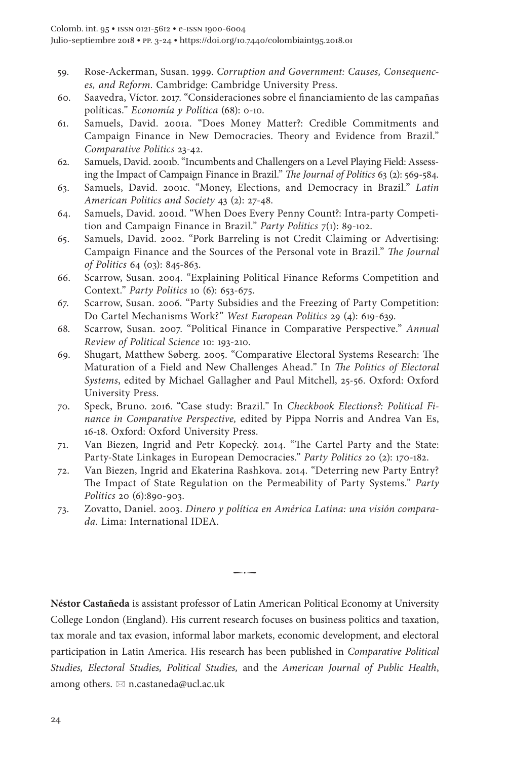59. Rose-Ackerman, Susan. 1999. *Corruption and Government: Causes, Consequences, and Reform.* Cambridge: Cambridge University Press.
60. Saavedra, Víctor. 2017. "Consideraciones sobre el financiamiento de las campañas políticas." *Economía y Política* (68): 0-10.
61. Samuels, David. 2001a. "Does Money Matter?: Credible Commitments and Campaign Finance in New Democracies. Theory and Evidence from Brazil." *Comparative Politics* 23-42.
62. Samuels, David. 2001b. "Incumbents and Challengers on a Level Playing Field: Assessing the Impact of Campaign Finance in Brazil." *The Journal of Politics* 63 (2): 569-584.
63. Samuels, David. 2001c. "Money, Elections, and Democracy in Brazil." *Latin American Politics and Society* 43 (2): 27-48.
64. Samuels, David. 2001d. "When Does Every Penny Count?: Intra-party Competition and Campaign Finance in Brazil." *Party Politics* 7(1): 89-102.
65. Samuels, David. 2002. "Pork Barreling is not Credit Claiming or Advertising: Campaign Finance and the Sources of the Personal vote in Brazil." *The Journal of Politics* 64 (03): 845-863.
66. Scarrow, Susan. 2004. "Explaining Political Finance Reforms Competition and Context." *Party Politics* 10 (6): 653-675.
67. Scarrow, Susan. 2006. "Party Subsidies and the Freezing of Party Competition: Do Cartel Mechanisms Work?" *West European Politics* 29 (4): 619-639.
68. Scarrow, Susan. 2007. "Political Finance in Comparative Perspective." *Annual Review of Political Science* 10: 193-210.
69. Shugart, Matthew Søberg. 2005. "Comparative Electoral Systems Research: The Maturation of a Field and New Challenges Ahead." In *The Politics of Electoral Systems*, edited by Michael Gallagher and Paul Mitchell, 25-56. Oxford: Oxford University Press.
70. Speck, Bruno. 2016. "Case study: Brazil." In *Checkbook Elections?: Political Finance in Comparative Perspective,* edited by Pippa Norris and Andrea Van Es, 16-18. Oxford: Oxford University Press.
71. Van Biezen, Ingrid and Petr Kopeckỳ. 2014. "The Cartel Party and the State: Party-State Linkages in European Democracies." *Party Politics* 20 (2): 170-182.
72. Van Biezen, Ingrid and Ekaterina Rashkova. 2014. "Deterring new Party Entry? The Impact of State Regulation on the Permeability of Party Systems." *Party Politics* 20 (6):890-903.
73. Zovatto, Daniel. 2003. *Dinero y política en América Latina: una visión comparada.* Lima: International IDEA.

**Néstor Castañeda** is assistant professor of Latin American Political Economy at University College London (England). His current research focuses on business politics and taxation, tax morale and tax evasion, informal labor markets, economic development, and electoral participation in Latin America. His research has been published in *Comparative Political Studies, Electoral Studies, Political Studies,* and the *American Journal of Public Health*, among others. ✉ n.castaneda@ucl.ac.uk